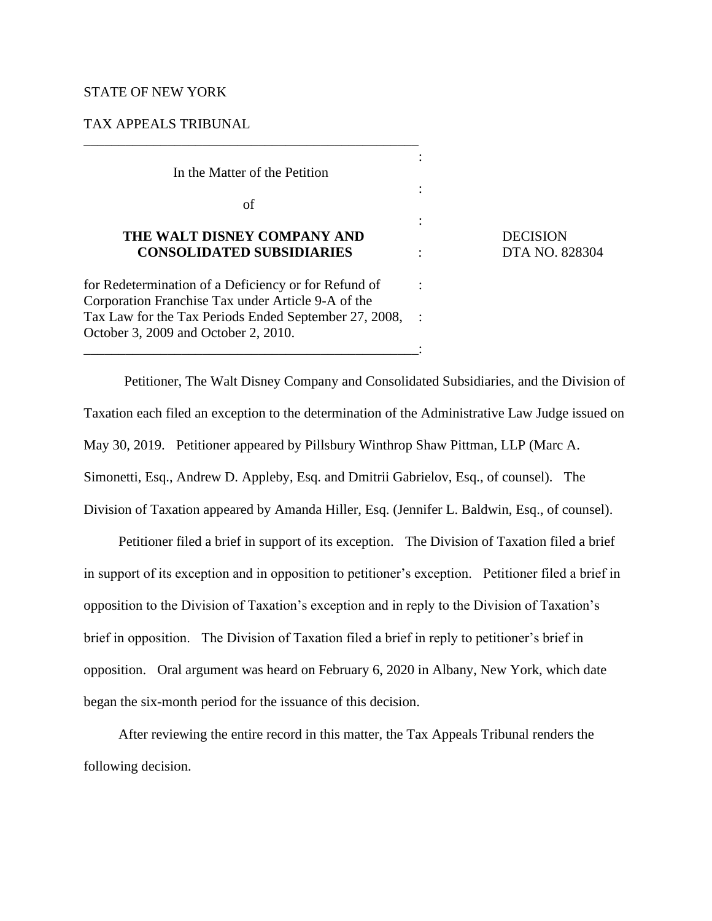STATE OF NEW YORK

TAX APPEALS TRIBUNAL

---

In the Matter of the Petition

of

**THE WALT DISNEY COMPANY AND CONSOLIDATED SUBSIDIARIES**

for Redetermination of a Deficiency or for Refund of Corporation Franchise Tax under Article 9-A of the Tax Law for the Tax Periods Ended September 27, 2008, October 3, 2009 and October 2, 2010.

DECISION
DTA NO. 828304

---

Petitioner, The Walt Disney Company and Consolidated Subsidiaries, and the Division of Taxation each filed an exception to the determination of the Administrative Law Judge issued on May 30, 2019. Petitioner appeared by Pillsbury Winthrop Shaw Pittman, LLP (Marc A. Simonetti, Esq., Andrew D. Appleby, Esq. and Dmitrii Gabrielov, Esq., of counsel). The Division of Taxation appeared by Amanda Hiller, Esq. (Jennifer L. Baldwin, Esq., of counsel).

Petitioner filed a brief in support of its exception. The Division of Taxation filed a brief in support of its exception and in opposition to petitioner's exception. Petitioner filed a brief in opposition to the Division of Taxation's exception and in reply to the Division of Taxation's brief in opposition. The Division of Taxation filed a brief in reply to petitioner's brief in opposition. Oral argument was heard on February 6, 2020 in Albany, New York, which date began the six-month period for the issuance of this decision.

After reviewing the entire record in this matter, the Tax Appeals Tribunal renders the following decision.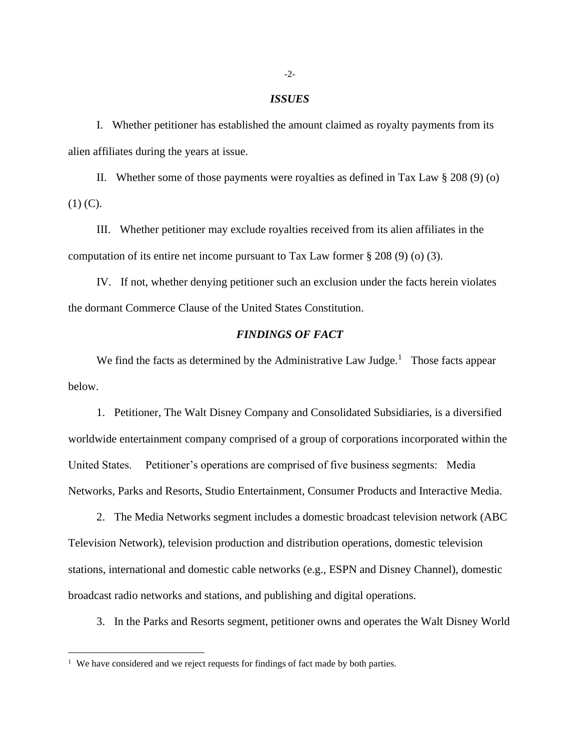## *ISSUES*

I. Whether petitioner has established the amount claimed as royalty payments from its alien affiliates during the years at issue.

II. Whether some of those payments were royalties as defined in Tax Law § 208 (9) (o) (1) (C).

III. Whether petitioner may exclude royalties received from its alien affiliates in the computation of its entire net income pursuant to Tax Law former § 208 (9) (o) (3).

IV. If not, whether denying petitioner such an exclusion under the facts herein violates the dormant Commerce Clause of the United States Constitution.

## *FINDINGS OF FACT*

We find the facts as determined by the Administrative Law Judge.[1] Those facts appear below.

1. Petitioner, The Walt Disney Company and Consolidated Subsidiaries, is a diversified worldwide entertainment company comprised of a group of corporations incorporated within the United States. Petitioner's operations are comprised of five business segments: Media Networks, Parks and Resorts, Studio Entertainment, Consumer Products and Interactive Media.

2. The Media Networks segment includes a domestic broadcast television network (ABC Television Network), television production and distribution operations, domestic television stations, international and domestic cable networks (e.g., ESPN and Disney Channel), domestic broadcast radio networks and stations, and publishing and digital operations.

3. In the Parks and Resorts segment, petitioner owns and operates the Walt Disney World

[1] We have considered and we reject requests for findings of fact made by both parties.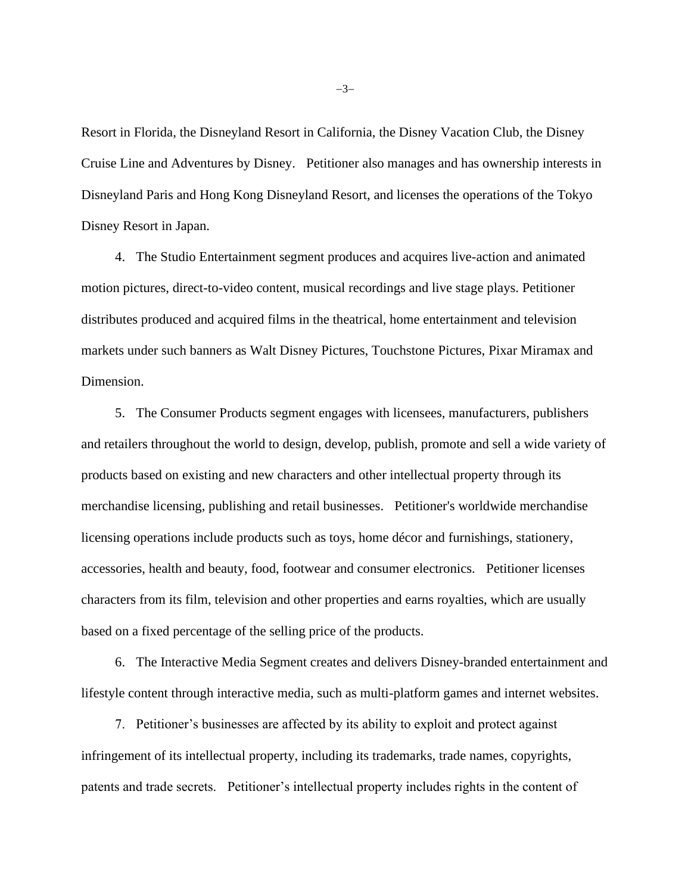Resort in Florida, the Disneyland Resort in California, the Disney Vacation Club, the Disney Cruise Line and Adventures by Disney. Petitioner also manages and has ownership interests in Disneyland Paris and Hong Kong Disneyland Resort, and licenses the operations of the Tokyo Disney Resort in Japan.

4. The Studio Entertainment segment produces and acquires live-action and animated motion pictures, direct-to-video content, musical recordings and live stage plays. Petitioner distributes produced and acquired films in the theatrical, home entertainment and television markets under such banners as Walt Disney Pictures, Touchstone Pictures, Pixar Miramax and Dimension.

5. The Consumer Products segment engages with licensees, manufacturers, publishers and retailers throughout the world to design, develop, publish, promote and sell a wide variety of products based on existing and new characters and other intellectual property through its merchandise licensing, publishing and retail businesses. Petitioner's worldwide merchandise licensing operations include products such as toys, home décor and furnishings, stationery, accessories, health and beauty, food, footwear and consumer electronics. Petitioner licenses characters from its film, television and other properties and earns royalties, which are usually based on a fixed percentage of the selling price of the products.

6. The Interactive Media Segment creates and delivers Disney-branded entertainment and lifestyle content through interactive media, such as multi-platform games and internet websites.

7. Petitioner's businesses are affected by its ability to exploit and protect against infringement of its intellectual property, including its trademarks, trade names, copyrights, patents and trade secrets. Petitioner's intellectual property includes rights in the content of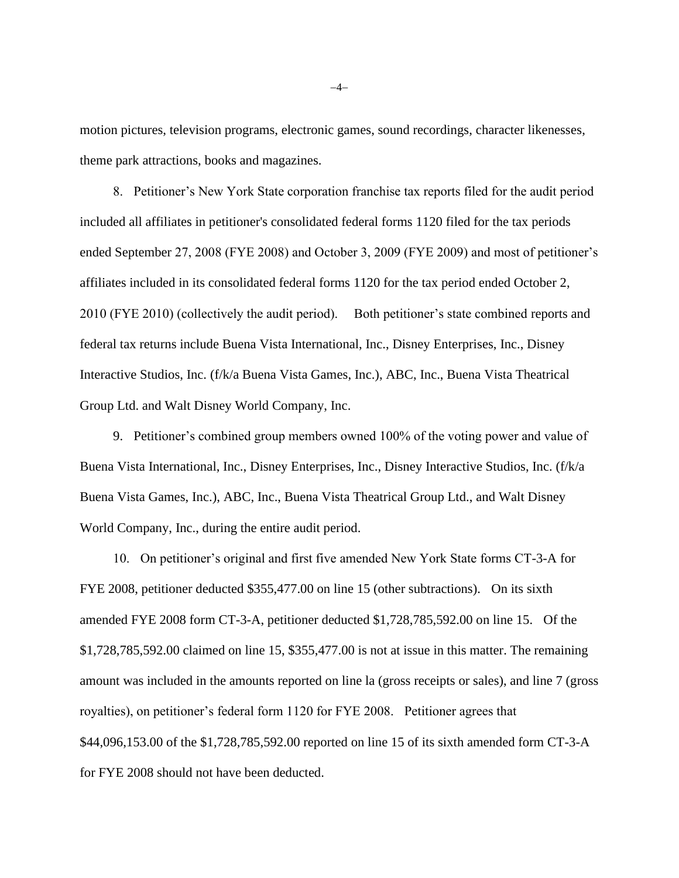motion pictures, television programs, electronic games, sound recordings, character likenesses, theme park attractions, books and magazines.

8. Petitioner's New York State corporation franchise tax reports filed for the audit period included all affiliates in petitioner's consolidated federal forms 1120 filed for the tax periods ended September 27, 2008 (FYE 2008) and October 3, 2009 (FYE 2009) and most of petitioner's affiliates included in its consolidated federal forms 1120 for the tax period ended October 2, 2010 (FYE 2010) (collectively the audit period). Both petitioner's state combined reports and federal tax returns include Buena Vista International, Inc., Disney Enterprises, Inc., Disney Interactive Studios, Inc. (f/k/a Buena Vista Games, Inc.), ABC, Inc., Buena Vista Theatrical Group Ltd. and Walt Disney World Company, Inc.

9. Petitioner's combined group members owned 100% of the voting power and value of Buena Vista International, Inc., Disney Enterprises, Inc., Disney Interactive Studios, Inc. (f/k/a Buena Vista Games, Inc.), ABC, Inc., Buena Vista Theatrical Group Ltd., and Walt Disney World Company, Inc., during the entire audit period.

10. On petitioner's original and first five amended New York State forms CT-3-A for FYE 2008, petitioner deducted $355,477.00 on line 15 (other subtractions). On its sixth amended FYE 2008 form CT-3-A, petitioner deducted $1,728,785,592.00 on line 15. Of the $1,728,785,592.00 claimed on line 15, $355,477.00 is not at issue in this matter. The remaining amount was included in the amounts reported on line la (gross receipts or sales), and line 7 (gross royalties), on petitioner's federal form 1120 for FYE 2008. Petitioner agrees that $44,096,153.00 of the $1,728,785,592.00 reported on line 15 of its sixth amended form CT-3-A for FYE 2008 should not have been deducted.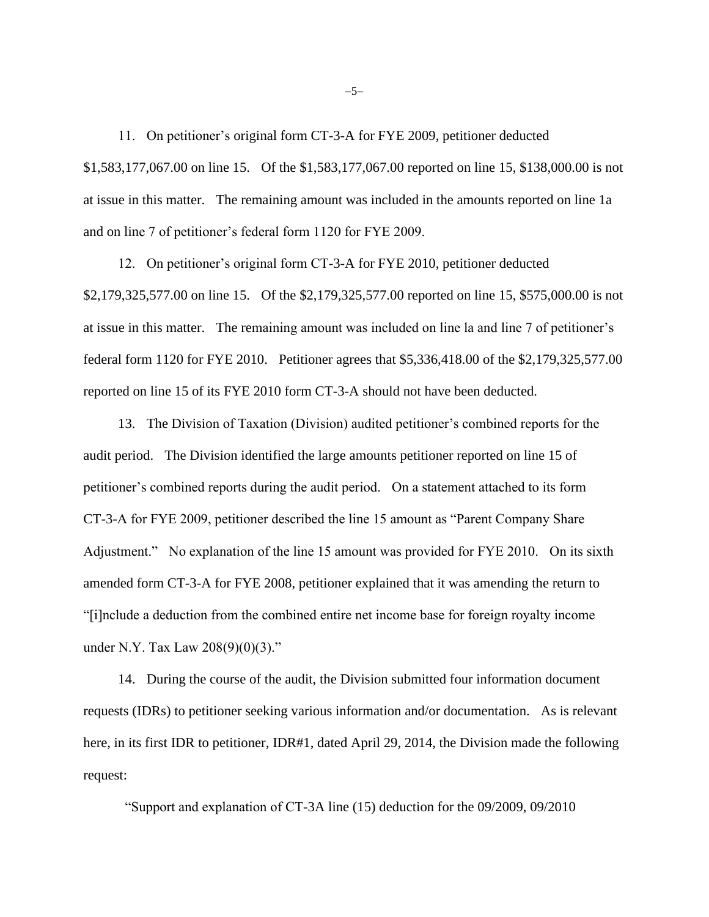11. On petitioner's original form CT-3-A for FYE 2009, petitioner deducted $1,583,177,067.00 on line 15. Of the $1,583,177,067.00 reported on line 15, $138,000.00 is not at issue in this matter. The remaining amount was included in the amounts reported on line 1a and on line 7 of petitioner's federal form 1120 for FYE 2009.

12. On petitioner's original form CT-3-A for FYE 2010, petitioner deducted $2,179,325,577.00 on line 15. Of the $2,179,325,577.00 reported on line 15, $575,000.00 is not at issue in this matter. The remaining amount was included on line la and line 7 of petitioner's federal form 1120 for FYE 2010. Petitioner agrees that $5,336,418.00 of the $2,179,325,577.00 reported on line 15 of its FYE 2010 form CT-3-A should not have been deducted.

13. The Division of Taxation (Division) audited petitioner's combined reports for the audit period. The Division identified the large amounts petitioner reported on line 15 of petitioner's combined reports during the audit period. On a statement attached to its form CT-3-A for FYE 2009, petitioner described the line 15 amount as "Parent Company Share Adjustment." No explanation of the line 15 amount was provided for FYE 2010. On its sixth amended form CT-3-A for FYE 2008, petitioner explained that it was amending the return to "[i]nclude a deduction from the combined entire net income base for foreign royalty income under N.Y. Tax Law 208(9)(0)(3)."

14. During the course of the audit, the Division submitted four information document requests (IDRs) to petitioner seeking various information and/or documentation. As is relevant here, in its first IDR to petitioner, IDR#1, dated April 29, 2014, the Division made the following request:

"Support and explanation of CT-3A line (15) deduction for the 09/2009, 09/2010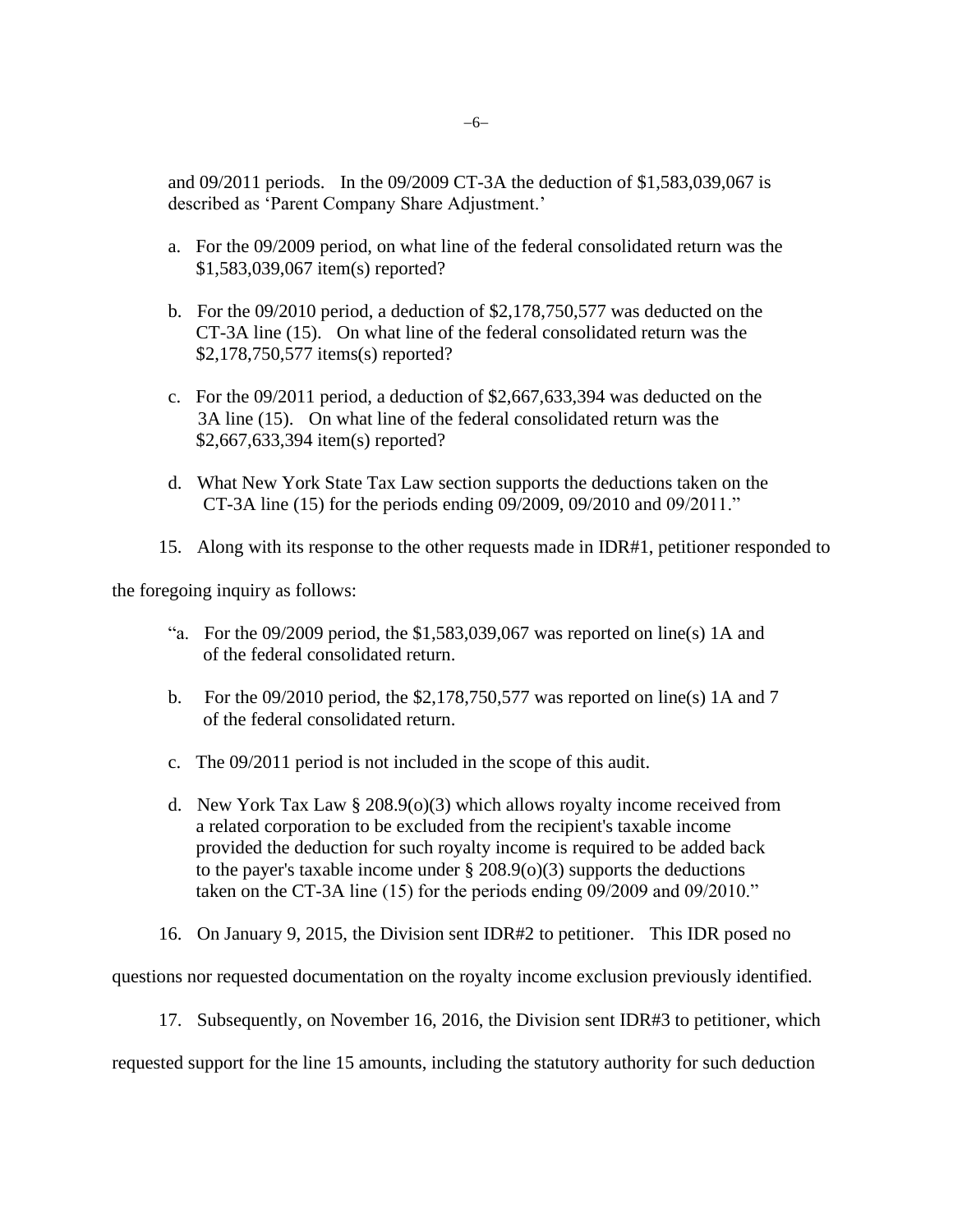and 09/2011 periods. In the 09/2009 CT-3A the deduction of $1,583,039,067 is described as 'Parent Company Share Adjustment.'

a. For the 09/2009 period, on what line of the federal consolidated return was the $1,583,039,067 item(s) reported?

b. For the 09/2010 period, a deduction of $2,178,750,577 was deducted on the CT-3A line (15). On what line of the federal consolidated return was the $2,178,750,577 items(s) reported?

c. For the 09/2011 period, a deduction of $2,667,633,394 was deducted on the 3A line (15). On what line of the federal consolidated return was the $2,667,633,394 item(s) reported?

d. What New York State Tax Law section supports the deductions taken on the CT-3A line (15) for the periods ending 09/2009, 09/2010 and 09/2011."

15. Along with its response to the other requests made in IDR#1, petitioner responded to the foregoing inquiry as follows:

"a. For the 09/2009 period, the $1,583,039,067 was reported on line(s) 1A and of the federal consolidated return.

b. For the 09/2010 period, the $2,178,750,577 was reported on line(s) 1A and 7 of the federal consolidated return.

c. The 09/2011 period is not included in the scope of this audit.

d. New York Tax Law § 208.9(o)(3) which allows royalty income received from a related corporation to be excluded from the recipient's taxable income provided the deduction for such royalty income is required to be added back to the payer's taxable income under § 208.9(o)(3) supports the deductions taken on the CT-3A line (15) for the periods ending 09/2009 and 09/2010."

16. On January 9, 2015, the Division sent IDR#2 to petitioner. This IDR posed no questions nor requested documentation on the royalty income exclusion previously identified.

17. Subsequently, on November 16, 2016, the Division sent IDR#3 to petitioner, which requested support for the line 15 amounts, including the statutory authority for such deduction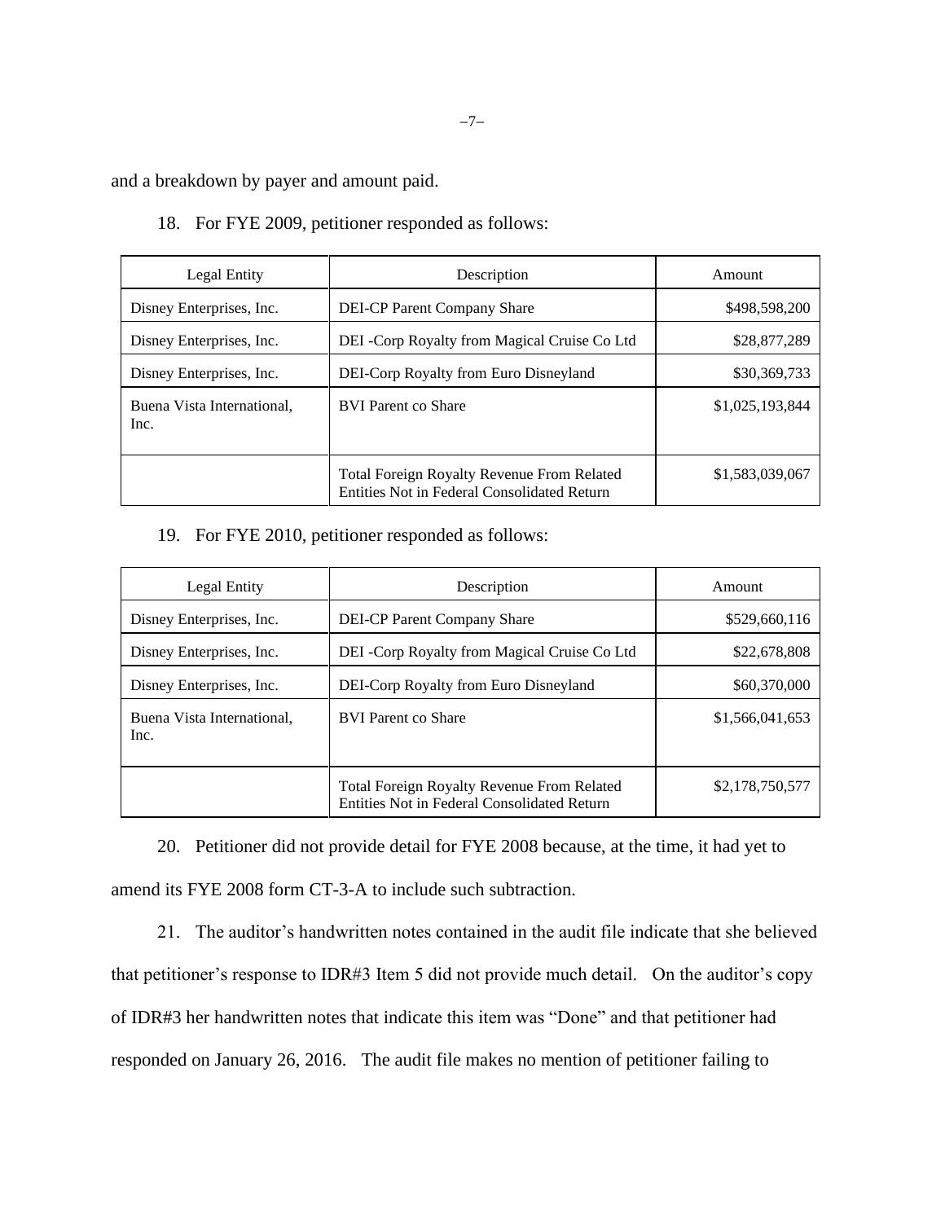and a breakdown by payer and amount paid.

18. For FYE 2009, petitioner responded as follows:

| Legal Entity | Description | Amount |
|---|---|---|
| Disney Enterprises, Inc. | DEI-CP Parent Company Share | $498,598,200 |
| Disney Enterprises, Inc. | DEI -Corp Royalty from Magical Cruise Co Ltd | $28,877,289 |
| Disney Enterprises, Inc. | DEI-Corp Royalty from Euro Disneyland | $30,369,733 |
| Buena Vista International, Inc. | BVI Parent co Share | $1,025,193,844 |
| | Total Foreign Royalty Revenue From Related Entities Not in Federal Consolidated Return | $1,583,039,067 |

19. For FYE 2010, petitioner responded as follows:

| Legal Entity | Description | Amount |
|---|---|---|
| Disney Enterprises, Inc. | DEI-CP Parent Company Share | $529,660,116 |
| Disney Enterprises, Inc. | DEI -Corp Royalty from Magical Cruise Co Ltd | $22,678,808 |
| Disney Enterprises, Inc. | DEI-Corp Royalty from Euro Disneyland | $60,370,000 |
| Buena Vista International, Inc. | BVI Parent co Share | $1,566,041,653 |
| | Total Foreign Royalty Revenue From Related Entities Not in Federal Consolidated Return | $2,178,750,577 |

20. Petitioner did not provide detail for FYE 2008 because, at the time, it had yet to amend its FYE 2008 form CT-3-A to include such subtraction.

21. The auditor's handwritten notes contained in the audit file indicate that she believed that petitioner's response to IDR#3 Item 5 did not provide much detail. On the auditor's copy of IDR#3 her handwritten notes that indicate this item was "Done" and that petitioner had responded on January 26, 2016. The audit file makes no mention of petitioner failing to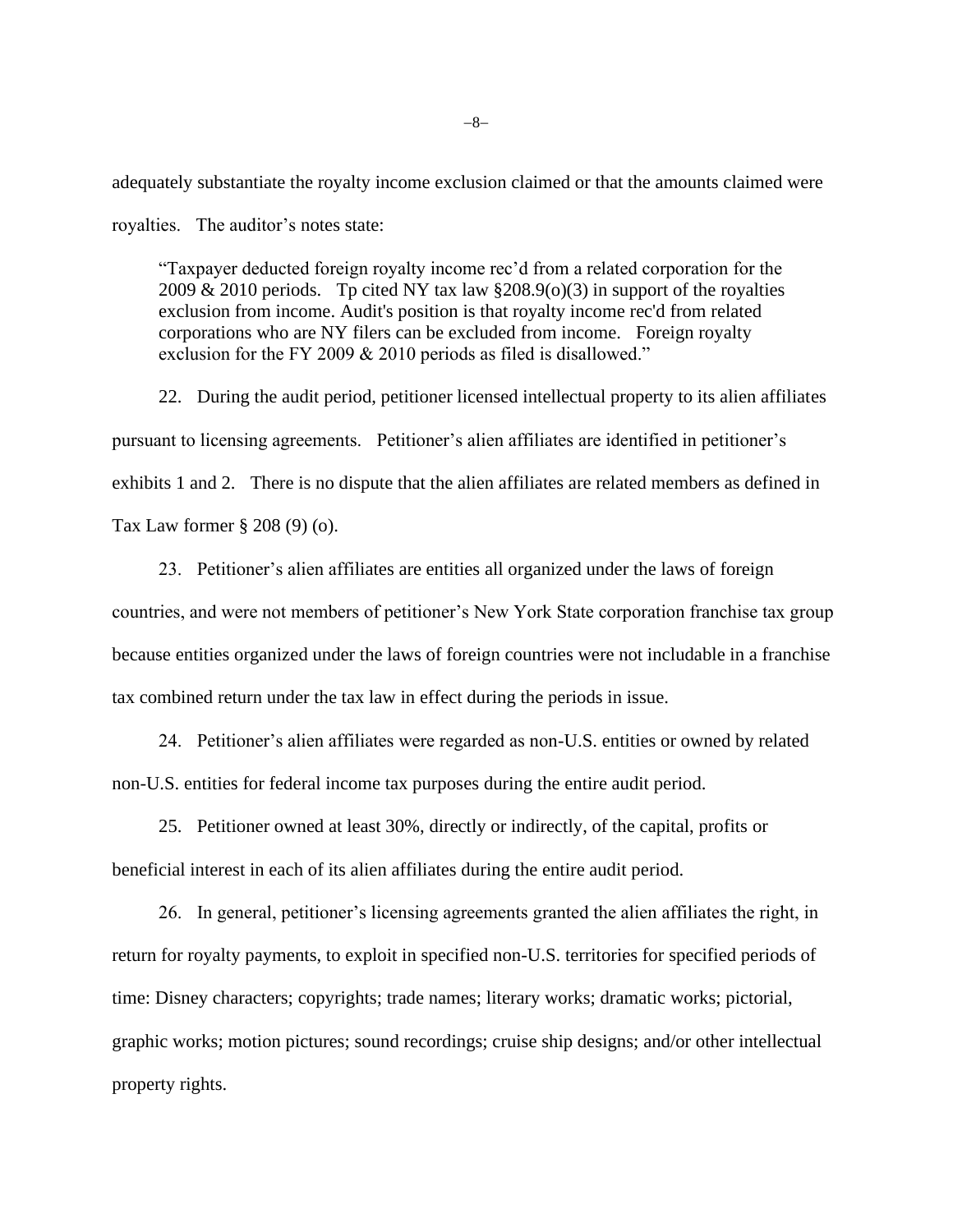adequately substantiate the royalty income exclusion claimed or that the amounts claimed were royalties. The auditor's notes state:

> "Taxpayer deducted foreign royalty income rec'd from a related corporation for the 2009 & 2010 periods. Tp cited NY tax law §208.9(o)(3) in support of the royalties exclusion from income. Audit's position is that royalty income rec'd from related corporations who are NY filers can be excluded from income. Foreign royalty exclusion for the FY 2009 & 2010 periods as filed is disallowed."

22. During the audit period, petitioner licensed intellectual property to its alien affiliates pursuant to licensing agreements. Petitioner's alien affiliates are identified in petitioner's exhibits 1 and 2. There is no dispute that the alien affiliates are related members as defined in Tax Law former § 208 (9) (o).

23. Petitioner's alien affiliates are entities all organized under the laws of foreign countries, and were not members of petitioner's New York State corporation franchise tax group because entities organized under the laws of foreign countries were not includable in a franchise tax combined return under the tax law in effect during the periods in issue.

24. Petitioner's alien affiliates were regarded as non-U.S. entities or owned by related non-U.S. entities for federal income tax purposes during the entire audit period.

25. Petitioner owned at least 30%, directly or indirectly, of the capital, profits or beneficial interest in each of its alien affiliates during the entire audit period.

26. In general, petitioner's licensing agreements granted the alien affiliates the right, in return for royalty payments, to exploit in specified non-U.S. territories for specified periods of time: Disney characters; copyrights; trade names; literary works; dramatic works; pictorial, graphic works; motion pictures; sound recordings; cruise ship designs; and/or other intellectual property rights.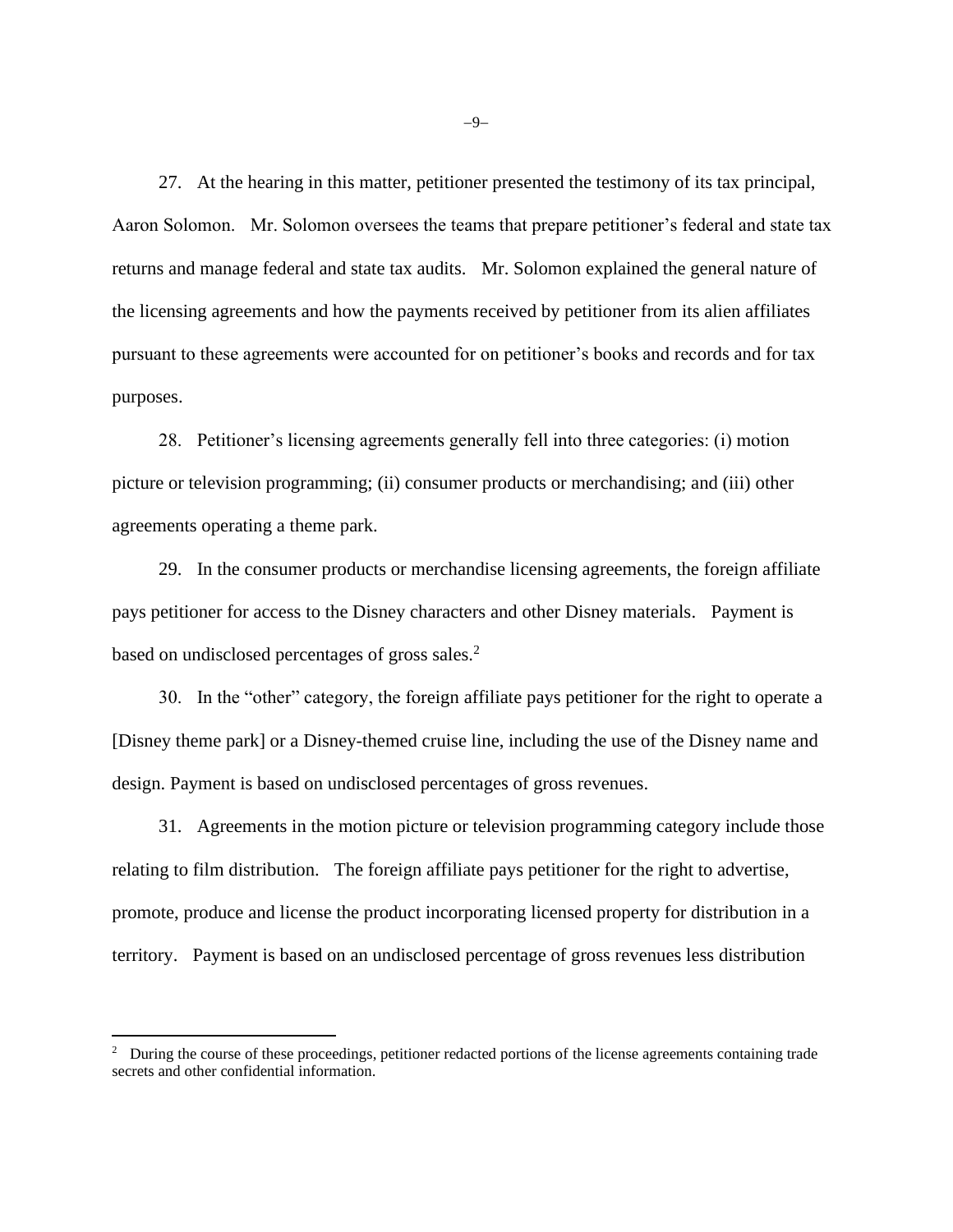27. At the hearing in this matter, petitioner presented the testimony of its tax principal, Aaron Solomon. Mr. Solomon oversees the teams that prepare petitioner's federal and state tax returns and manage federal and state tax audits. Mr. Solomon explained the general nature of the licensing agreements and how the payments received by petitioner from its alien affiliates pursuant to these agreements were accounted for on petitioner's books and records and for tax purposes.

28. Petitioner's licensing agreements generally fell into three categories: (i) motion picture or television programming; (ii) consumer products or merchandising; and (iii) other agreements operating a theme park.

29. In the consumer products or merchandise licensing agreements, the foreign affiliate pays petitioner for access to the Disney characters and other Disney materials. Payment is based on undisclosed percentages of gross sales.[2]

30. In the "other" category, the foreign affiliate pays petitioner for the right to operate a [Disney theme park] or a Disney-themed cruise line, including the use of the Disney name and design. Payment is based on undisclosed percentages of gross revenues.

31. Agreements in the motion picture or television programming category include those relating to film distribution. The foreign affiliate pays petitioner for the right to advertise, promote, produce and license the product incorporating licensed property for distribution in a territory. Payment is based on an undisclosed percentage of gross revenues less distribution

---

[2] During the course of these proceedings, petitioner redacted portions of the license agreements containing trade secrets and other confidential information.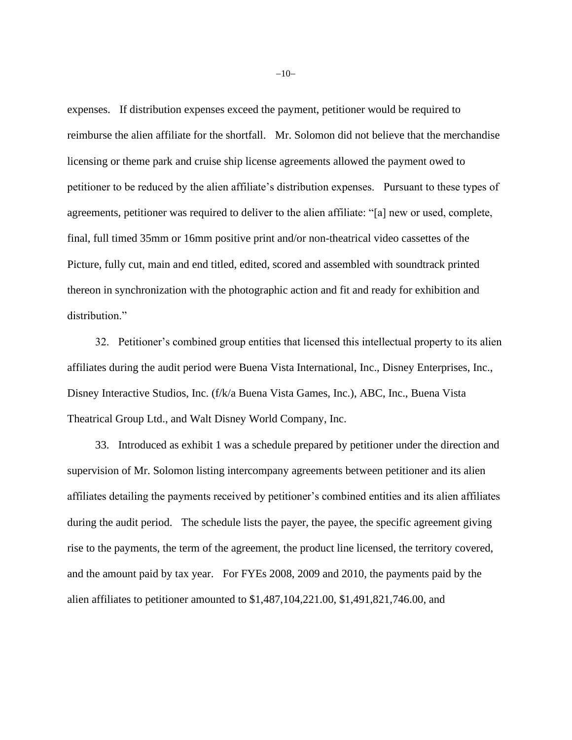expenses. If distribution expenses exceed the payment, petitioner would be required to reimburse the alien affiliate for the shortfall. Mr. Solomon did not believe that the merchandise licensing or theme park and cruise ship license agreements allowed the payment owed to petitioner to be reduced by the alien affiliate's distribution expenses. Pursuant to these types of agreements, petitioner was required to deliver to the alien affiliate: "[a] new or used, complete, final, full timed 35mm or 16mm positive print and/or non-theatrical video cassettes of the Picture, fully cut, main and end titled, edited, scored and assembled with soundtrack printed thereon in synchronization with the photographic action and fit and ready for exhibition and distribution."

32. Petitioner's combined group entities that licensed this intellectual property to its alien affiliates during the audit period were Buena Vista International, Inc., Disney Enterprises, Inc., Disney Interactive Studios, Inc. (f/k/a Buena Vista Games, Inc.), ABC, Inc., Buena Vista Theatrical Group Ltd., and Walt Disney World Company, Inc.

33. Introduced as exhibit 1 was a schedule prepared by petitioner under the direction and supervision of Mr. Solomon listing intercompany agreements between petitioner and its alien affiliates detailing the payments received by petitioner's combined entities and its alien affiliates during the audit period. The schedule lists the payer, the payee, the specific agreement giving rise to the payments, the term of the agreement, the product line licensed, the territory covered, and the amount paid by tax year. For FYEs 2008, 2009 and 2010, the payments paid by the alien affiliates to petitioner amounted to $1,487,104,221.00, $1,491,821,746.00, and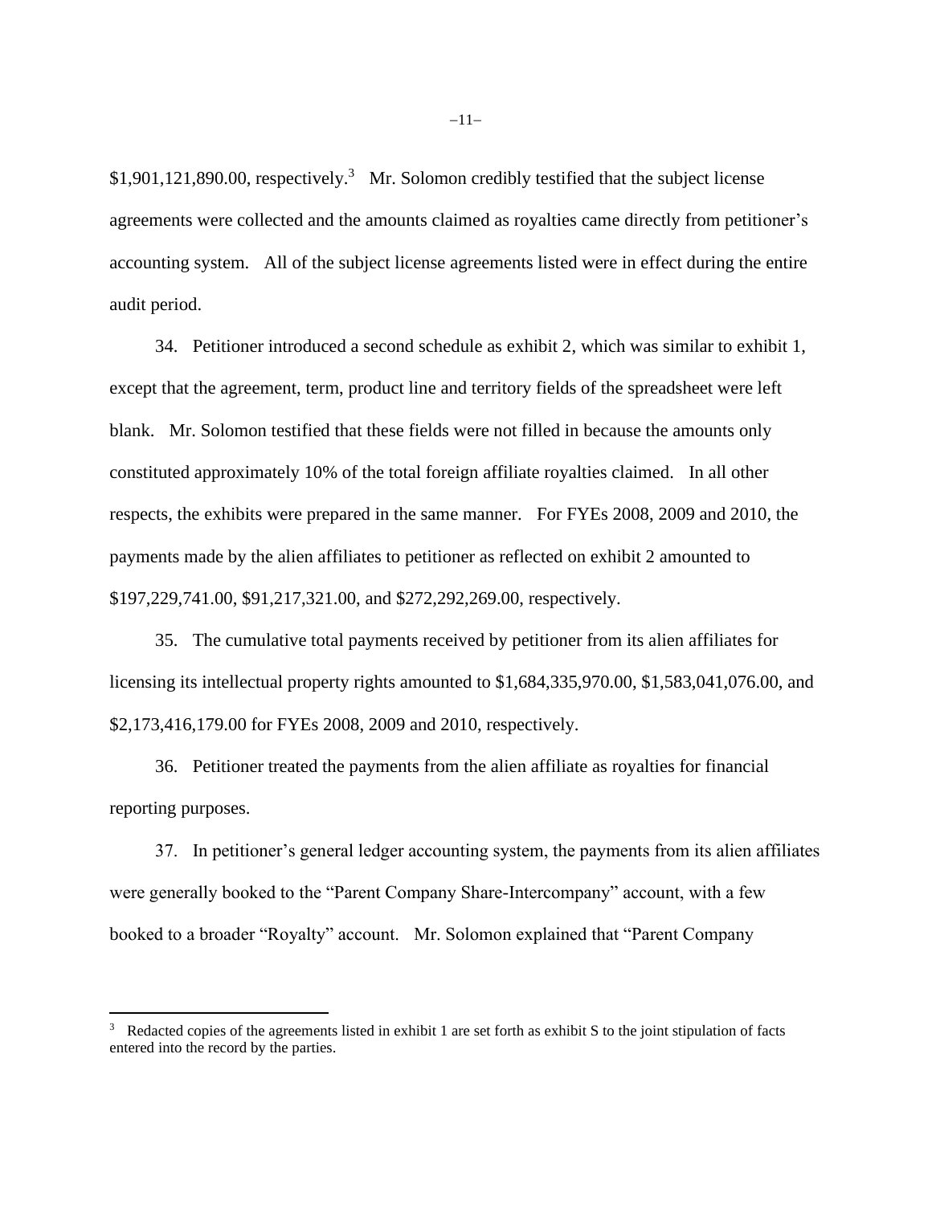$1,901,121,890.00, respectively.[3] Mr. Solomon credibly testified that the subject license agreements were collected and the amounts claimed as royalties came directly from petitioner's accounting system. All of the subject license agreements listed were in effect during the entire audit period.

34. Petitioner introduced a second schedule as exhibit 2, which was similar to exhibit 1, except that the agreement, term, product line and territory fields of the spreadsheet were left blank. Mr. Solomon testified that these fields were not filled in because the amounts only constituted approximately 10% of the total foreign affiliate royalties claimed. In all other respects, the exhibits were prepared in the same manner. For FYEs 2008, 2009 and 2010, the payments made by the alien affiliates to petitioner as reflected on exhibit 2 amounted to $197,229,741.00, $91,217,321.00, and $272,292,269.00, respectively.

35. The cumulative total payments received by petitioner from its alien affiliates for licensing its intellectual property rights amounted to $1,684,335,970.00, $1,583,041,076.00, and $2,173,416,179.00 for FYEs 2008, 2009 and 2010, respectively.

36. Petitioner treated the payments from the alien affiliate as royalties for financial reporting purposes.

37. In petitioner's general ledger accounting system, the payments from its alien affiliates were generally booked to the "Parent Company Share-Intercompany" account, with a few booked to a broader "Royalty" account. Mr. Solomon explained that "Parent Company

---

[3] Redacted copies of the agreements listed in exhibit 1 are set forth as exhibit S to the joint stipulation of facts entered into the record by the parties.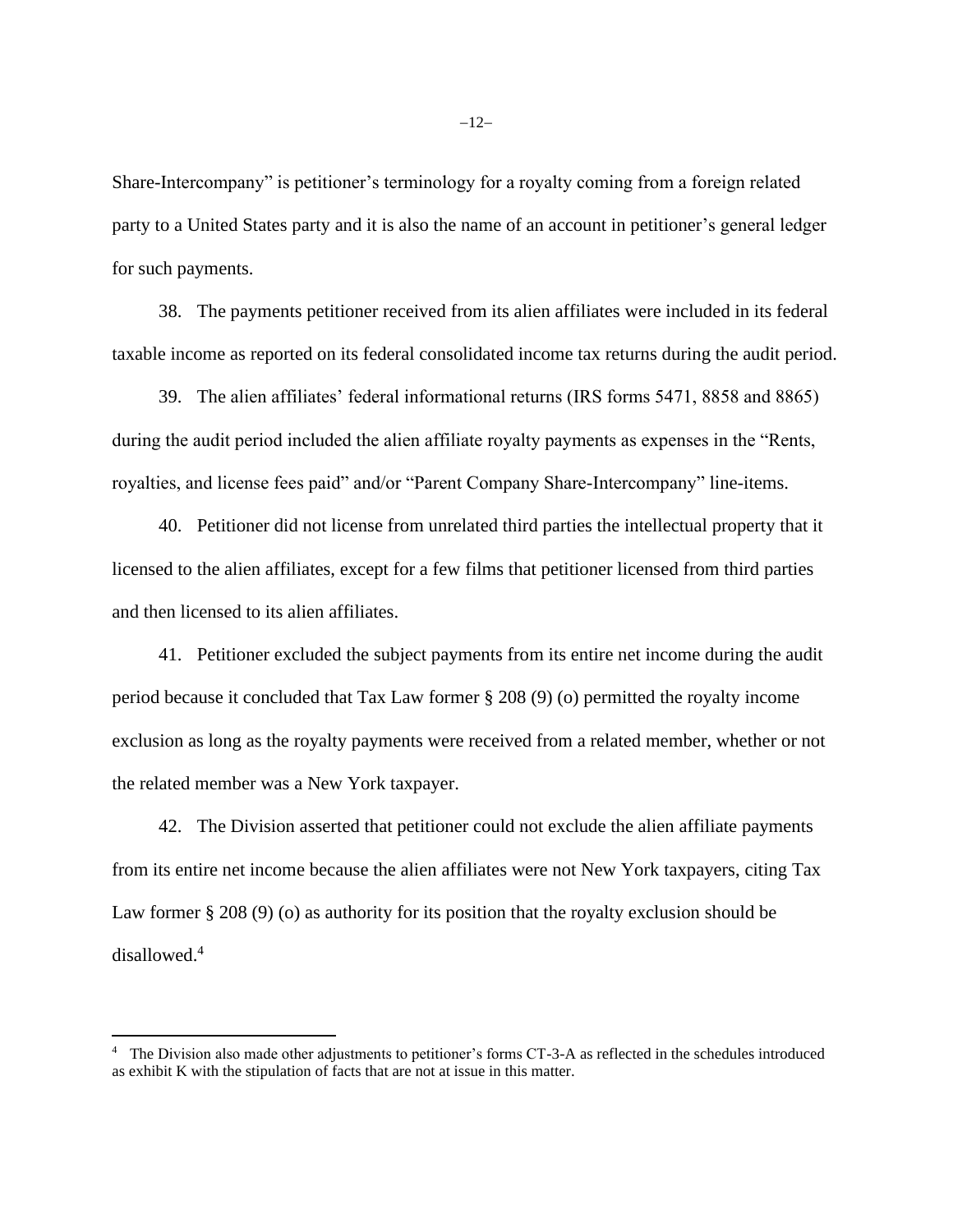Share-Intercompany" is petitioner's terminology for a royalty coming from a foreign related party to a United States party and it is also the name of an account in petitioner's general ledger for such payments.

38. The payments petitioner received from its alien affiliates were included in its federal taxable income as reported on its federal consolidated income tax returns during the audit period.

39. The alien affiliates' federal informational returns (IRS forms 5471, 8858 and 8865) during the audit period included the alien affiliate royalty payments as expenses in the "Rents, royalties, and license fees paid" and/or "Parent Company Share-Intercompany" line-items.

40. Petitioner did not license from unrelated third parties the intellectual property that it licensed to the alien affiliates, except for a few films that petitioner licensed from third parties and then licensed to its alien affiliates.

41. Petitioner excluded the subject payments from its entire net income during the audit period because it concluded that Tax Law former § 208 (9) (o) permitted the royalty income exclusion as long as the royalty payments were received from a related member, whether or not the related member was a New York taxpayer.

42. The Division asserted that petitioner could not exclude the alien affiliate payments from its entire net income because the alien affiliates were not New York taxpayers, citing Tax Law former § 208 (9) (o) as authority for its position that the royalty exclusion should be disallowed.[4]

[4] The Division also made other adjustments to petitioner's forms CT-3-A as reflected in the schedules introduced as exhibit K with the stipulation of facts that are not at issue in this matter.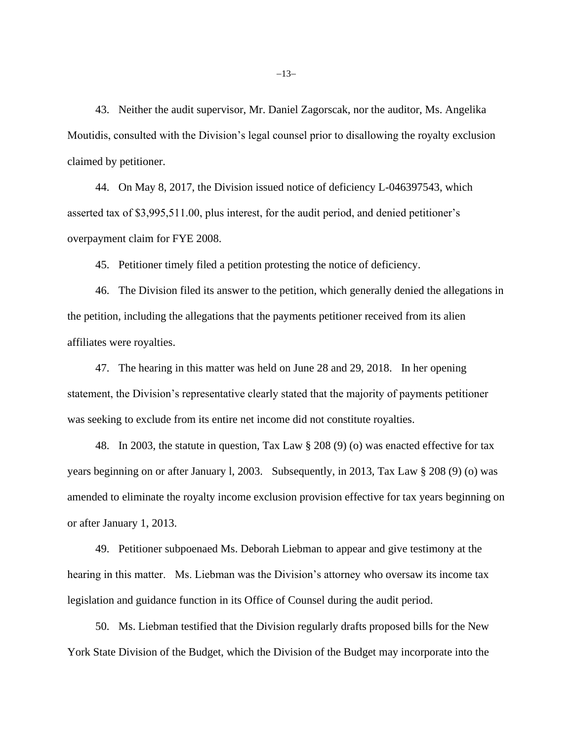43. Neither the audit supervisor, Mr. Daniel Zagorscak, nor the auditor, Ms. Angelika Moutidis, consulted with the Division's legal counsel prior to disallowing the royalty exclusion claimed by petitioner.

44. On May 8, 2017, the Division issued notice of deficiency L-046397543, which asserted tax of $3,995,511.00, plus interest, for the audit period, and denied petitioner's overpayment claim for FYE 2008.

45. Petitioner timely filed a petition protesting the notice of deficiency.

46. The Division filed its answer to the petition, which generally denied the allegations in the petition, including the allegations that the payments petitioner received from its alien affiliates were royalties.

47. The hearing in this matter was held on June 28 and 29, 2018. In her opening statement, the Division's representative clearly stated that the majority of payments petitioner was seeking to exclude from its entire net income did not constitute royalties.

48. In 2003, the statute in question, Tax Law § 208 (9) (o) was enacted effective for tax years beginning on or after January l, 2003. Subsequently, in 2013, Tax Law § 208 (9) (o) was amended to eliminate the royalty income exclusion provision effective for tax years beginning on or after January 1, 2013.

49. Petitioner subpoenaed Ms. Deborah Liebman to appear and give testimony at the hearing in this matter. Ms. Liebman was the Division's attorney who oversaw its income tax legislation and guidance function in its Office of Counsel during the audit period.

50. Ms. Liebman testified that the Division regularly drafts proposed bills for the New York State Division of the Budget, which the Division of the Budget may incorporate into the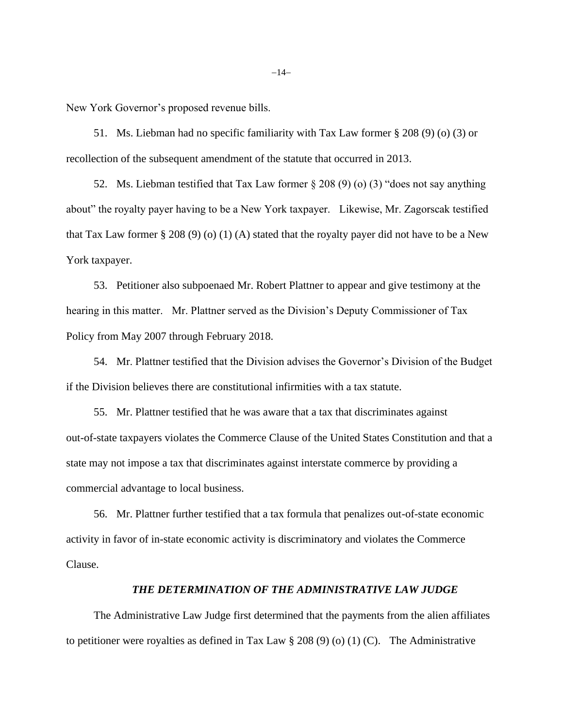New York Governor's proposed revenue bills.

51. Ms. Liebman had no specific familiarity with Tax Law former § 208 (9) (o) (3) or recollection of the subsequent amendment of the statute that occurred in 2013.

52. Ms. Liebman testified that Tax Law former § 208 (9) (o) (3) "does not say anything about" the royalty payer having to be a New York taxpayer. Likewise, Mr. Zagorscak testified that Tax Law former § 208 (9) (o) (1) (A) stated that the royalty payer did not have to be a New York taxpayer.

53. Petitioner also subpoenaed Mr. Robert Plattner to appear and give testimony at the hearing in this matter. Mr. Plattner served as the Division's Deputy Commissioner of Tax Policy from May 2007 through February 2018.

54. Mr. Plattner testified that the Division advises the Governor's Division of the Budget if the Division believes there are constitutional infirmities with a tax statute.

55. Mr. Plattner testified that he was aware that a tax that discriminates against out-of-state taxpayers violates the Commerce Clause of the United States Constitution and that a state may not impose a tax that discriminates against interstate commerce by providing a commercial advantage to local business.

56. Mr. Plattner further testified that a tax formula that penalizes out-of-state economic activity in favor of in-state economic activity is discriminatory and violates the Commerce Clause.

### *THE DETERMINATION OF THE ADMINISTRATIVE LAW JUDGE*

The Administrative Law Judge first determined that the payments from the alien affiliates to petitioner were royalties as defined in Tax Law § 208 (9) (o) (1) (C). The Administrative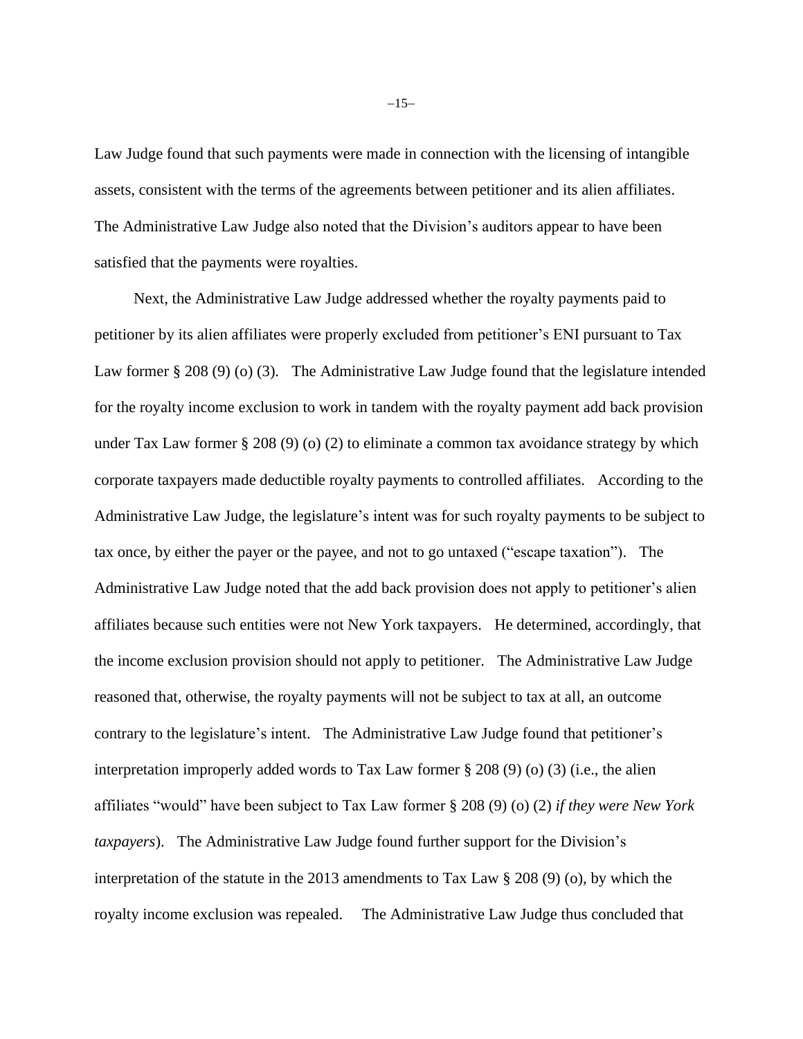Law Judge found that such payments were made in connection with the licensing of intangible assets, consistent with the terms of the agreements between petitioner and its alien affiliates. The Administrative Law Judge also noted that the Division's auditors appear to have been satisfied that the payments were royalties.

Next, the Administrative Law Judge addressed whether the royalty payments paid to petitioner by its alien affiliates were properly excluded from petitioner's ENI pursuant to Tax Law former § 208 (9) (o) (3). The Administrative Law Judge found that the legislature intended for the royalty income exclusion to work in tandem with the royalty payment add back provision under Tax Law former § 208 (9) (o) (2) to eliminate a common tax avoidance strategy by which corporate taxpayers made deductible royalty payments to controlled affiliates. According to the Administrative Law Judge, the legislature's intent was for such royalty payments to be subject to tax once, by either the payer or the payee, and not to go untaxed ("escape taxation"). The Administrative Law Judge noted that the add back provision does not apply to petitioner's alien affiliates because such entities were not New York taxpayers. He determined, accordingly, that the income exclusion provision should not apply to petitioner. The Administrative Law Judge reasoned that, otherwise, the royalty payments will not be subject to tax at all, an outcome contrary to the legislature's intent. The Administrative Law Judge found that petitioner's interpretation improperly added words to Tax Law former § 208 (9) (o) (3) (i.e., the alien affiliates "would" have been subject to Tax Law former § 208 (9) (o) (2) *if they were New York taxpayers*). The Administrative Law Judge found further support for the Division's interpretation of the statute in the 2013 amendments to Tax Law § 208 (9) (o), by which the royalty income exclusion was repealed. The Administrative Law Judge thus concluded that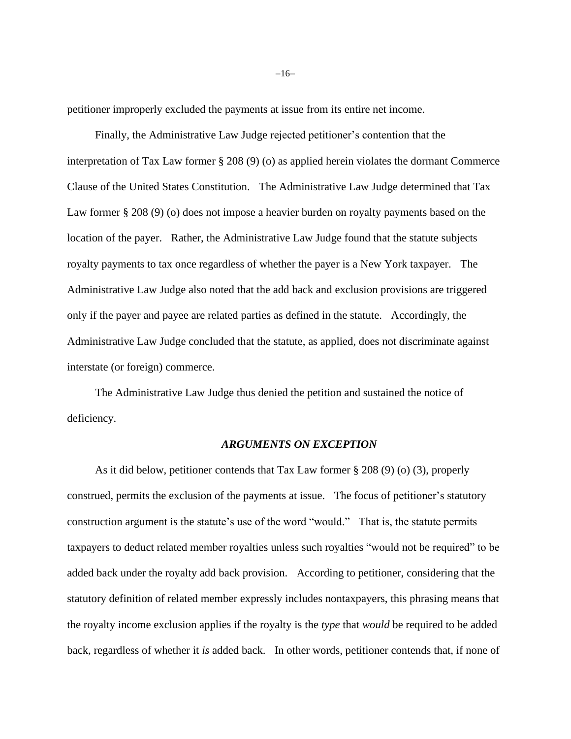petitioner improperly excluded the payments at issue from its entire net income.

Finally, the Administrative Law Judge rejected petitioner's contention that the interpretation of Tax Law former § 208 (9) (o) as applied herein violates the dormant Commerce Clause of the United States Constitution. The Administrative Law Judge determined that Tax Law former § 208 (9) (o) does not impose a heavier burden on royalty payments based on the location of the payer. Rather, the Administrative Law Judge found that the statute subjects royalty payments to tax once regardless of whether the payer is a New York taxpayer. The Administrative Law Judge also noted that the add back and exclusion provisions are triggered only if the payer and payee are related parties as defined in the statute. Accordingly, the Administrative Law Judge concluded that the statute, as applied, does not discriminate against interstate (or foreign) commerce.

The Administrative Law Judge thus denied the petition and sustained the notice of deficiency.

### *ARGUMENTS ON EXCEPTION*

As it did below, petitioner contends that Tax Law former § 208 (9) (o) (3), properly construed, permits the exclusion of the payments at issue. The focus of petitioner's statutory construction argument is the statute's use of the word "would." That is, the statute permits taxpayers to deduct related member royalties unless such royalties "would not be required" to be added back under the royalty add back provision. According to petitioner, considering that the statutory definition of related member expressly includes nontaxpayers, this phrasing means that the royalty income exclusion applies if the royalty is the *type* that *would* be required to be added back, regardless of whether it *is* added back. In other words, petitioner contends that, if none of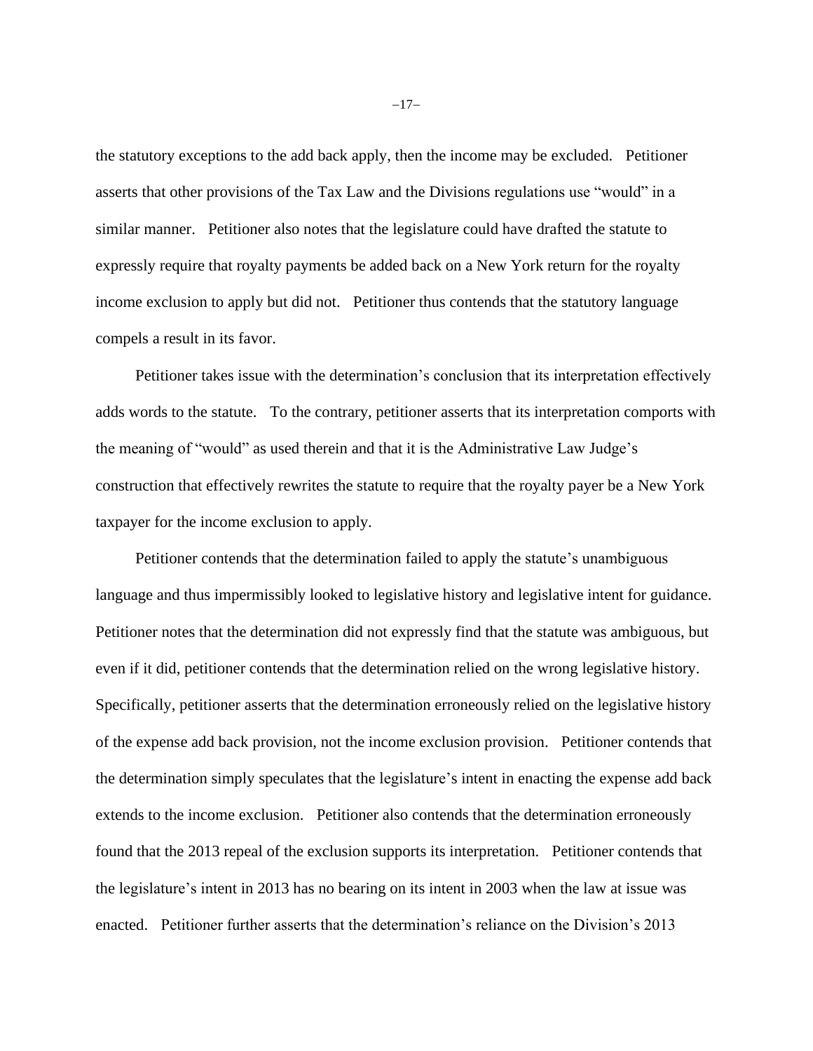the statutory exceptions to the add back apply, then the income may be excluded. Petitioner asserts that other provisions of the Tax Law and the Divisions regulations use "would" in a similar manner. Petitioner also notes that the legislature could have drafted the statute to expressly require that royalty payments be added back on a New York return for the royalty income exclusion to apply but did not. Petitioner thus contends that the statutory language compels a result in its favor.

Petitioner takes issue with the determination's conclusion that its interpretation effectively adds words to the statute. To the contrary, petitioner asserts that its interpretation comports with the meaning of "would" as used therein and that it is the Administrative Law Judge's construction that effectively rewrites the statute to require that the royalty payer be a New York taxpayer for the income exclusion to apply.

Petitioner contends that the determination failed to apply the statute's unambiguous language and thus impermissibly looked to legislative history and legislative intent for guidance. Petitioner notes that the determination did not expressly find that the statute was ambiguous, but even if it did, petitioner contends that the determination relied on the wrong legislative history. Specifically, petitioner asserts that the determination erroneously relied on the legislative history of the expense add back provision, not the income exclusion provision. Petitioner contends that the determination simply speculates that the legislature's intent in enacting the expense add back extends to the income exclusion. Petitioner also contends that the determination erroneously found that the 2013 repeal of the exclusion supports its interpretation. Petitioner contends that the legislature's intent in 2013 has no bearing on its intent in 2003 when the law at issue was enacted. Petitioner further asserts that the determination's reliance on the Division's 2013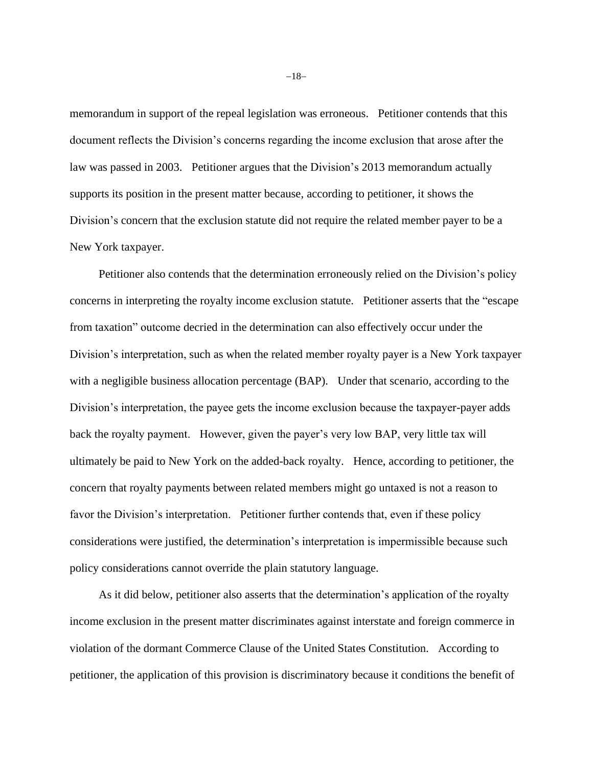memorandum in support of the repeal legislation was erroneous. Petitioner contends that this document reflects the Division's concerns regarding the income exclusion that arose after the law was passed in 2003. Petitioner argues that the Division's 2013 memorandum actually supports its position in the present matter because, according to petitioner, it shows the Division's concern that the exclusion statute did not require the related member payer to be a New York taxpayer.

Petitioner also contends that the determination erroneously relied on the Division's policy concerns in interpreting the royalty income exclusion statute. Petitioner asserts that the "escape from taxation" outcome decried in the determination can also effectively occur under the Division's interpretation, such as when the related member royalty payer is a New York taxpayer with a negligible business allocation percentage (BAP). Under that scenario, according to the Division's interpretation, the payee gets the income exclusion because the taxpayer-payer adds back the royalty payment. However, given the payer's very low BAP, very little tax will ultimately be paid to New York on the added-back royalty. Hence, according to petitioner, the concern that royalty payments between related members might go untaxed is not a reason to favor the Division's interpretation. Petitioner further contends that, even if these policy considerations were justified, the determination's interpretation is impermissible because such policy considerations cannot override the plain statutory language.

As it did below, petitioner also asserts that the determination's application of the royalty income exclusion in the present matter discriminates against interstate and foreign commerce in violation of the dormant Commerce Clause of the United States Constitution. According to petitioner, the application of this provision is discriminatory because it conditions the benefit of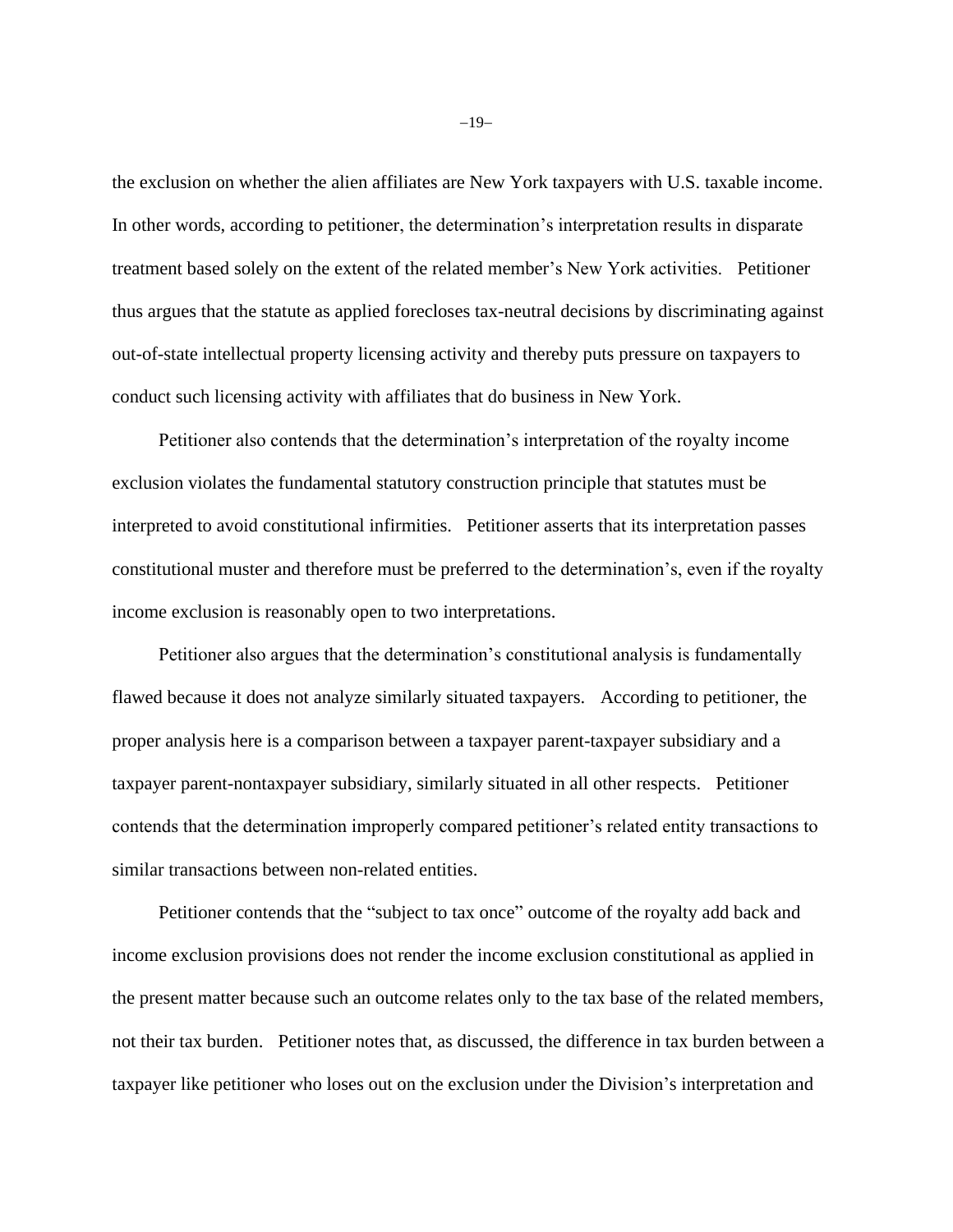the exclusion on whether the alien affiliates are New York taxpayers with U.S. taxable income. In other words, according to petitioner, the determination's interpretation results in disparate treatment based solely on the extent of the related member's New York activities. Petitioner thus argues that the statute as applied forecloses tax-neutral decisions by discriminating against out-of-state intellectual property licensing activity and thereby puts pressure on taxpayers to conduct such licensing activity with affiliates that do business in New York.

Petitioner also contends that the determination's interpretation of the royalty income exclusion violates the fundamental statutory construction principle that statutes must be interpreted to avoid constitutional infirmities. Petitioner asserts that its interpretation passes constitutional muster and therefore must be preferred to the determination's, even if the royalty income exclusion is reasonably open to two interpretations.

Petitioner also argues that the determination's constitutional analysis is fundamentally flawed because it does not analyze similarly situated taxpayers. According to petitioner, the proper analysis here is a comparison between a taxpayer parent-taxpayer subsidiary and a taxpayer parent-nontaxpayer subsidiary, similarly situated in all other respects. Petitioner contends that the determination improperly compared petitioner's related entity transactions to similar transactions between non-related entities.

Petitioner contends that the "subject to tax once" outcome of the royalty add back and income exclusion provisions does not render the income exclusion constitutional as applied in the present matter because such an outcome relates only to the tax base of the related members, not their tax burden. Petitioner notes that, as discussed, the difference in tax burden between a taxpayer like petitioner who loses out on the exclusion under the Division's interpretation and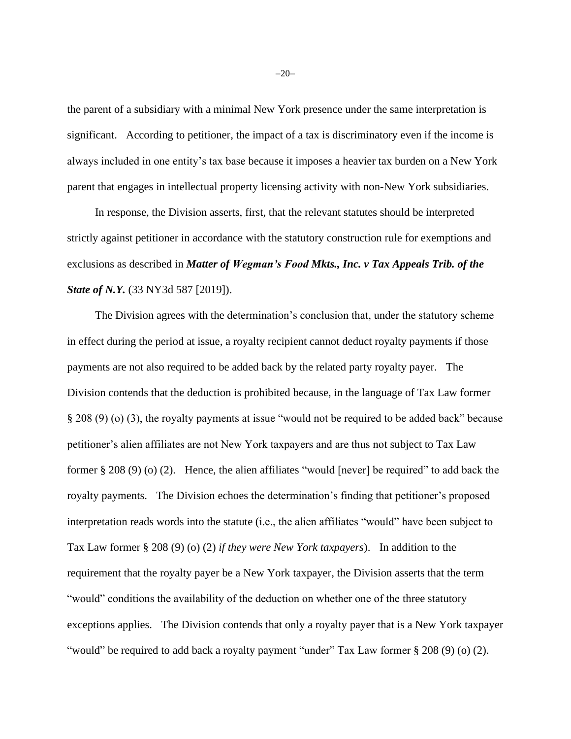the parent of a subsidiary with a minimal New York presence under the same interpretation is significant. According to petitioner, the impact of a tax is discriminatory even if the income is always included in one entity's tax base because it imposes a heavier tax burden on a New York parent that engages in intellectual property licensing activity with non-New York subsidiaries.

In response, the Division asserts, first, that the relevant statutes should be interpreted strictly against petitioner in accordance with the statutory construction rule for exemptions and exclusions as described in ***Matter of Wegman's Food Mkts., Inc. v Tax Appeals Trib. of the State of N.Y.*** (33 NY3d 587 [2019]).

The Division agrees with the determination's conclusion that, under the statutory scheme in effect during the period at issue, a royalty recipient cannot deduct royalty payments if those payments are not also required to be added back by the related party royalty payer. The Division contends that the deduction is prohibited because, in the language of Tax Law former § 208 (9) (o) (3), the royalty payments at issue "would not be required to be added back" because petitioner's alien affiliates are not New York taxpayers and are thus not subject to Tax Law former § 208 (9) (o) (2). Hence, the alien affiliates "would [never] be required" to add back the royalty payments. The Division echoes the determination's finding that petitioner's proposed interpretation reads words into the statute (i.e., the alien affiliates "would" have been subject to Tax Law former § 208 (9) (o) (2) *if they were New York taxpayers*). In addition to the requirement that the royalty payer be a New York taxpayer, the Division asserts that the term "would" conditions the availability of the deduction on whether one of the three statutory exceptions applies. The Division contends that only a royalty payer that is a New York taxpayer "would" be required to add back a royalty payment "under" Tax Law former § 208 (9) (o) (2).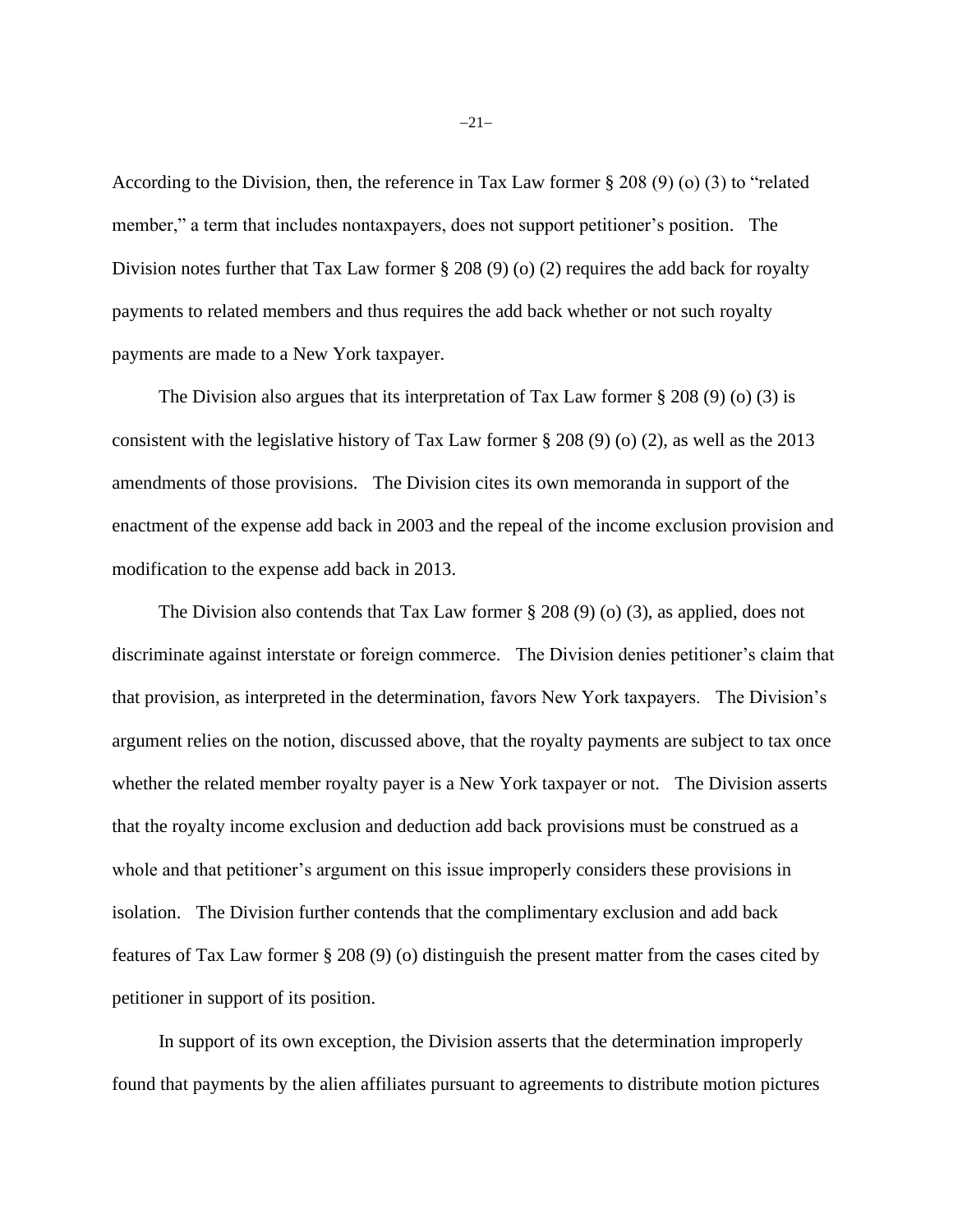According to the Division, then, the reference in Tax Law former § 208 (9) (o) (3) to "related member," a term that includes nontaxpayers, does not support petitioner's position. The Division notes further that Tax Law former § 208 (9) (o) (2) requires the add back for royalty payments to related members and thus requires the add back whether or not such royalty payments are made to a New York taxpayer.

The Division also argues that its interpretation of Tax Law former § 208 (9) (o) (3) is consistent with the legislative history of Tax Law former § 208 (9) (o) (2), as well as the 2013 amendments of those provisions. The Division cites its own memoranda in support of the enactment of the expense add back in 2003 and the repeal of the income exclusion provision and modification to the expense add back in 2013.

The Division also contends that Tax Law former § 208 (9) (o) (3), as applied, does not discriminate against interstate or foreign commerce. The Division denies petitioner's claim that that provision, as interpreted in the determination, favors New York taxpayers. The Division's argument relies on the notion, discussed above, that the royalty payments are subject to tax once whether the related member royalty payer is a New York taxpayer or not. The Division asserts that the royalty income exclusion and deduction add back provisions must be construed as a whole and that petitioner's argument on this issue improperly considers these provisions in isolation. The Division further contends that the complimentary exclusion and add back features of Tax Law former § 208 (9) (o) distinguish the present matter from the cases cited by petitioner in support of its position.

In support of its own exception, the Division asserts that the determination improperly found that payments by the alien affiliates pursuant to agreements to distribute motion pictures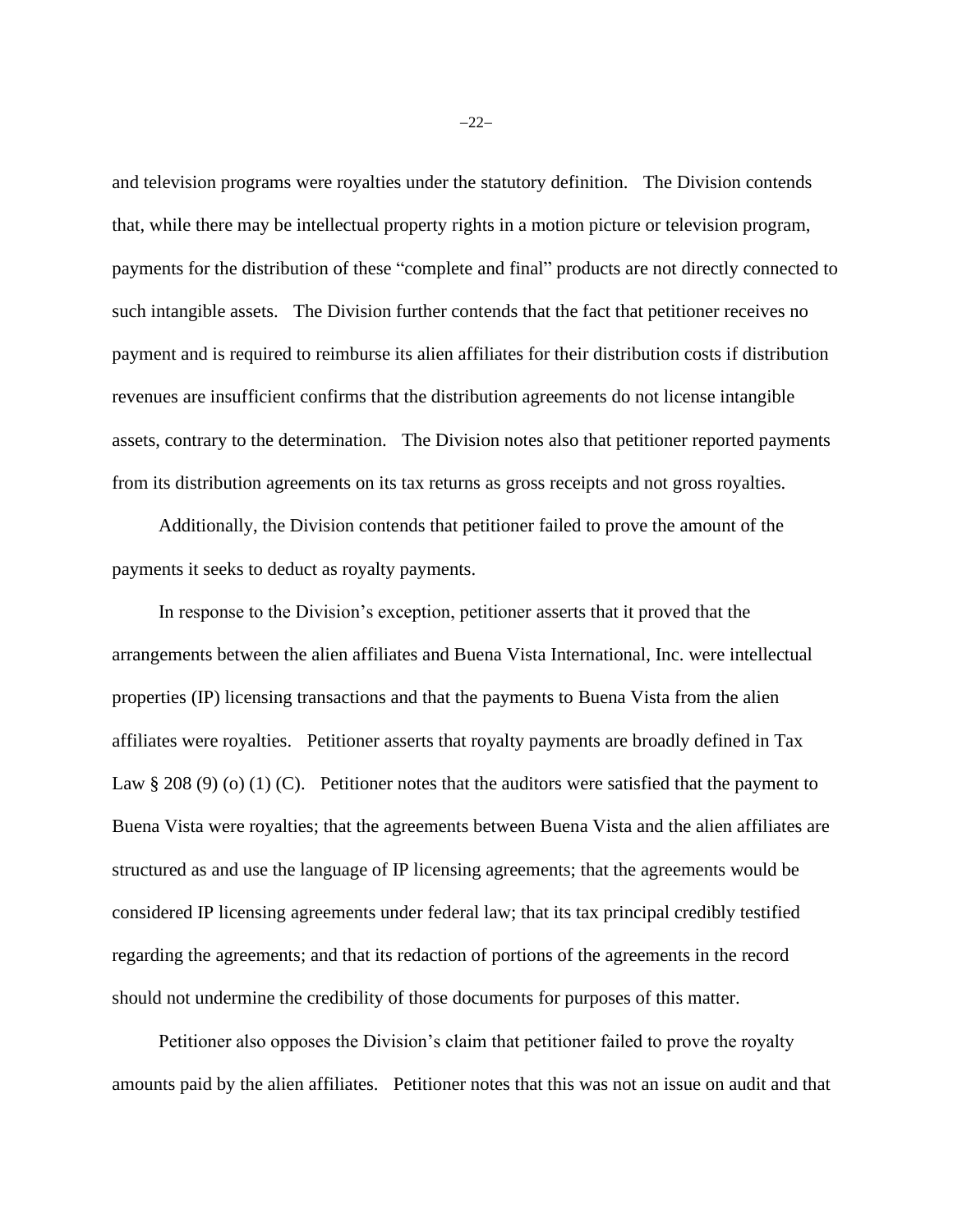and television programs were royalties under the statutory definition. The Division contends that, while there may be intellectual property rights in a motion picture or television program, payments for the distribution of these "complete and final" products are not directly connected to such intangible assets. The Division further contends that the fact that petitioner receives no payment and is required to reimburse its alien affiliates for their distribution costs if distribution revenues are insufficient confirms that the distribution agreements do not license intangible assets, contrary to the determination. The Division notes also that petitioner reported payments from its distribution agreements on its tax returns as gross receipts and not gross royalties.

Additionally, the Division contends that petitioner failed to prove the amount of the payments it seeks to deduct as royalty payments.

In response to the Division's exception, petitioner asserts that it proved that the arrangements between the alien affiliates and Buena Vista International, Inc. were intellectual properties (IP) licensing transactions and that the payments to Buena Vista from the alien affiliates were royalties. Petitioner asserts that royalty payments are broadly defined in Tax Law § 208 (9) (o) (1) (C). Petitioner notes that the auditors were satisfied that the payment to Buena Vista were royalties; that the agreements between Buena Vista and the alien affiliates are structured as and use the language of IP licensing agreements; that the agreements would be considered IP licensing agreements under federal law; that its tax principal credibly testified regarding the agreements; and that its redaction of portions of the agreements in the record should not undermine the credibility of those documents for purposes of this matter.

Petitioner also opposes the Division's claim that petitioner failed to prove the royalty amounts paid by the alien affiliates. Petitioner notes that this was not an issue on audit and that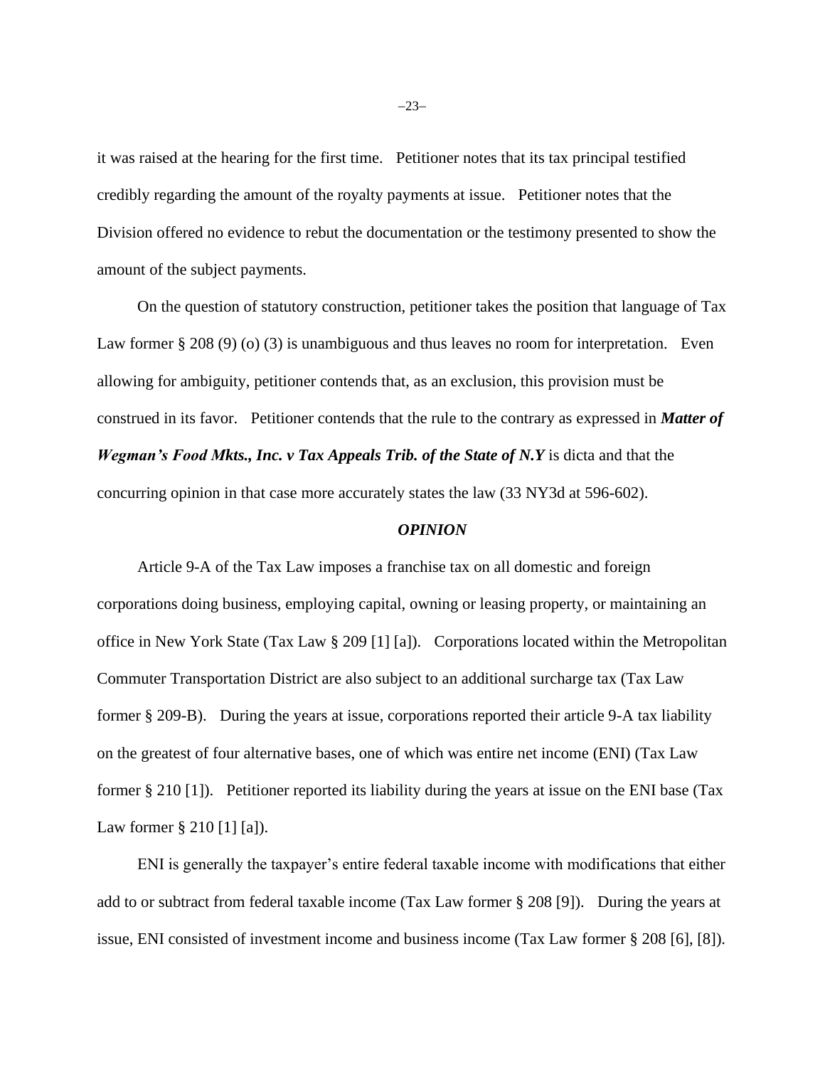it was raised at the hearing for the first time. Petitioner notes that its tax principal testified credibly regarding the amount of the royalty payments at issue. Petitioner notes that the Division offered no evidence to rebut the documentation or the testimony presented to show the amount of the subject payments.

On the question of statutory construction, petitioner takes the position that language of Tax Law former § 208 (9) (o) (3) is unambiguous and thus leaves no room for interpretation. Even allowing for ambiguity, petitioner contends that, as an exclusion, this provision must be construed in its favor. Petitioner contends that the rule to the contrary as expressed in ***Matter of Wegman's Food Mkts., Inc. v Tax Appeals Trib. of the State of N.Y*** is dicta and that the concurring opinion in that case more accurately states the law (33 NY3d at 596-602).

### *OPINION*

Article 9-A of the Tax Law imposes a franchise tax on all domestic and foreign corporations doing business, employing capital, owning or leasing property, or maintaining an office in New York State (Tax Law § 209 [1] [a]). Corporations located within the Metropolitan Commuter Transportation District are also subject to an additional surcharge tax (Tax Law former § 209-B). During the years at issue, corporations reported their article 9-A tax liability on the greatest of four alternative bases, one of which was entire net income (ENI) (Tax Law former § 210 [1]). Petitioner reported its liability during the years at issue on the ENI base (Tax Law former § 210 [1] [a]).

ENI is generally the taxpayer's entire federal taxable income with modifications that either add to or subtract from federal taxable income (Tax Law former § 208 [9]). During the years at issue, ENI consisted of investment income and business income (Tax Law former § 208 [6], [8]).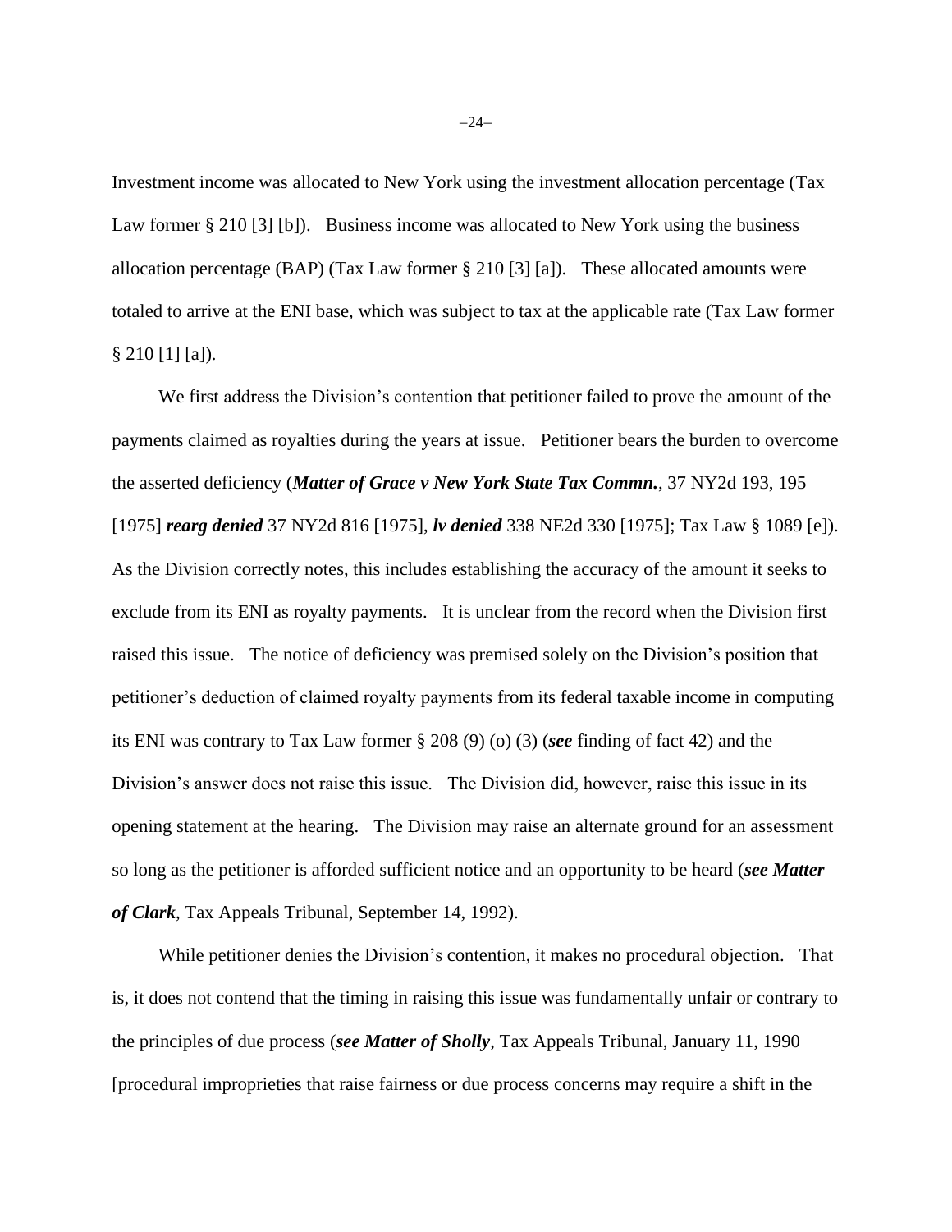Investment income was allocated to New York using the investment allocation percentage (Tax Law former § 210 [3] [b]). Business income was allocated to New York using the business allocation percentage (BAP) (Tax Law former § 210 [3] [a]). These allocated amounts were totaled to arrive at the ENI base, which was subject to tax at the applicable rate (Tax Law former § 210 [1] [a]).

We first address the Division's contention that petitioner failed to prove the amount of the payments claimed as royalties during the years at issue. Petitioner bears the burden to overcome the asserted deficiency (***Matter of Grace v New York State Tax Commn.***, 37 NY2d 193, 195 [1975] ***rearg denied*** 37 NY2d 816 [1975], ***lv denied*** 338 NE2d 330 [1975]; Tax Law § 1089 [e]). As the Division correctly notes, this includes establishing the accuracy of the amount it seeks to exclude from its ENI as royalty payments. It is unclear from the record when the Division first raised this issue. The notice of deficiency was premised solely on the Division's position that petitioner's deduction of claimed royalty payments from its federal taxable income in computing its ENI was contrary to Tax Law former § 208 (9) (o) (3) (***see*** finding of fact 42) and the Division's answer does not raise this issue. The Division did, however, raise this issue in its opening statement at the hearing. The Division may raise an alternate ground for an assessment so long as the petitioner is afforded sufficient notice and an opportunity to be heard (***see Matter of Clark***, Tax Appeals Tribunal, September 14, 1992).

While petitioner denies the Division's contention, it makes no procedural objection. That is, it does not contend that the timing in raising this issue was fundamentally unfair or contrary to the principles of due process (***see Matter of Sholly***, Tax Appeals Tribunal, January 11, 1990 [procedural improprieties that raise fairness or due process concerns may require a shift in the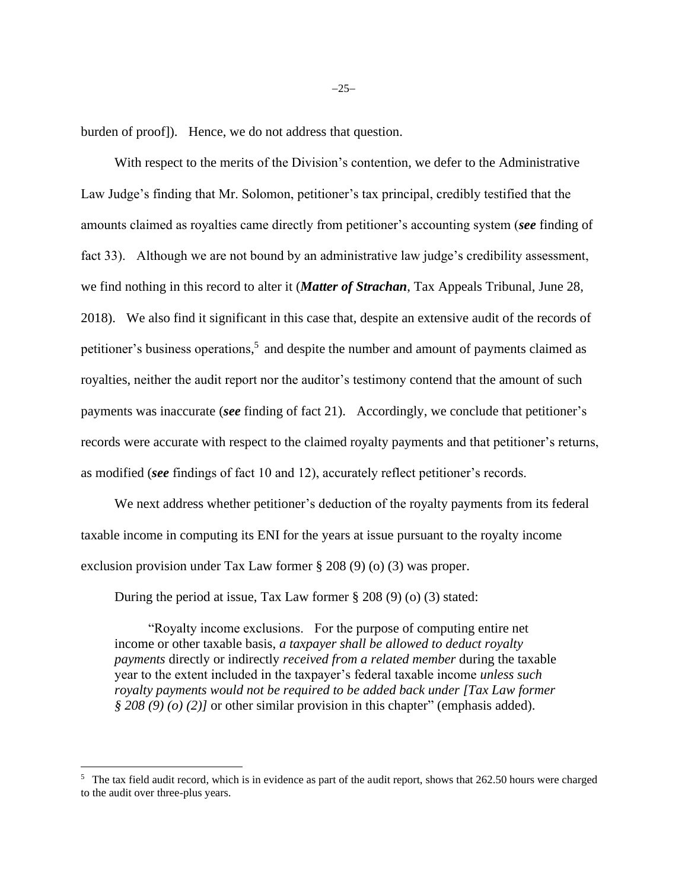burden of proof]). Hence, we do not address that question.

With respect to the merits of the Division's contention, we defer to the Administrative Law Judge's finding that Mr. Solomon, petitioner's tax principal, credibly testified that the amounts claimed as royalties came directly from petitioner's accounting system (***see*** finding of fact 33). Although we are not bound by an administrative law judge's credibility assessment, we find nothing in this record to alter it (***Matter of Strachan***, Tax Appeals Tribunal, June 28, 2018). We also find it significant in this case that, despite an extensive audit of the records of petitioner's business operations,[5] and despite the number and amount of payments claimed as royalties, neither the audit report nor the auditor's testimony contend that the amount of such payments was inaccurate (***see*** finding of fact 21). Accordingly, we conclude that petitioner's records were accurate with respect to the claimed royalty payments and that petitioner's returns, as modified (***see*** findings of fact 10 and 12), accurately reflect petitioner's records.

We next address whether petitioner's deduction of the royalty payments from its federal taxable income in computing its ENI for the years at issue pursuant to the royalty income exclusion provision under Tax Law former § 208 (9) (o) (3) was proper.

During the period at issue, Tax Law former § 208 (9) (o) (3) stated:

> "Royalty income exclusions. For the purpose of computing entire net income or other taxable basis, *a taxpayer shall be allowed to deduct royalty payments* directly or indirectly *received from a related member* during the taxable year to the extent included in the taxpayer's federal taxable income *unless such royalty payments would not be required to be added back under [Tax Law former § 208 (9) (o) (2)]* or other similar provision in this chapter" (emphasis added).

---

[5] The tax field audit record, which is in evidence as part of the audit report, shows that 262.50 hours were charged to the audit over three-plus years.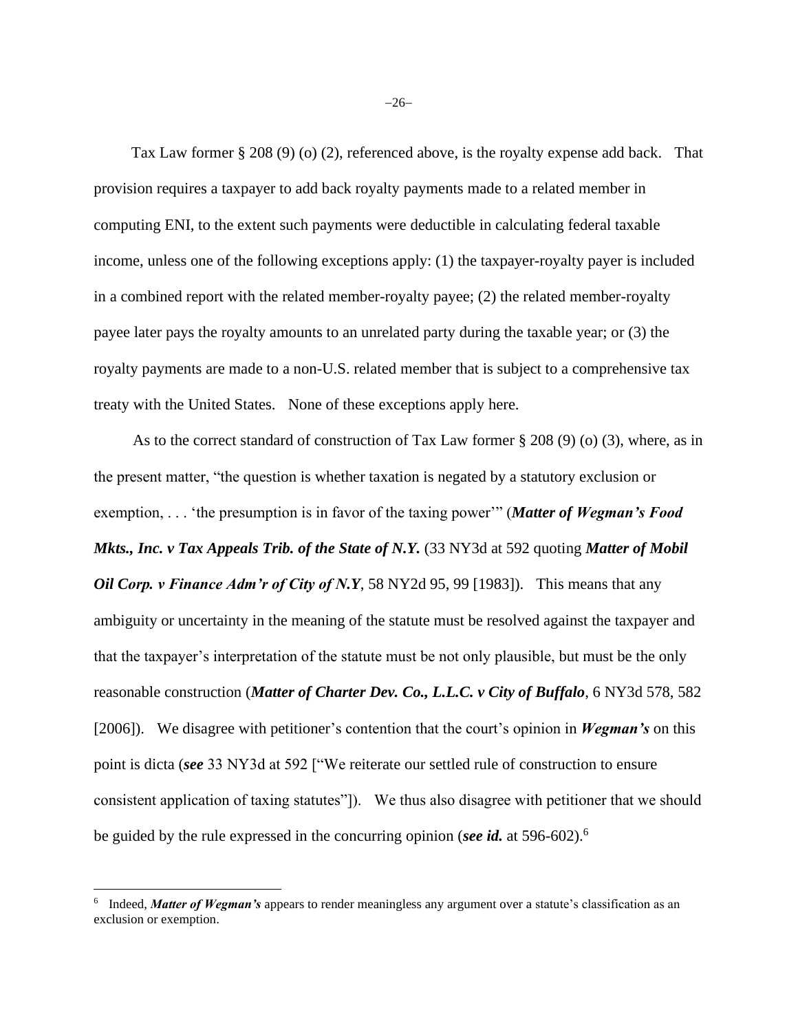Tax Law former § 208 (9) (o) (2), referenced above, is the royalty expense add back. That provision requires a taxpayer to add back royalty payments made to a related member in computing ENI, to the extent such payments were deductible in calculating federal taxable income, unless one of the following exceptions apply: (1) the taxpayer-royalty payer is included in a combined report with the related member-royalty payee; (2) the related member-royalty payee later pays the royalty amounts to an unrelated party during the taxable year; or (3) the royalty payments are made to a non-U.S. related member that is subject to a comprehensive tax treaty with the United States. None of these exceptions apply here.

As to the correct standard of construction of Tax Law former § 208 (9) (o) (3), where, as in the present matter, "the question is whether taxation is negated by a statutory exclusion or exemption, . . . 'the presumption is in favor of the taxing power'" (***Matter of Wegman's Food Mkts., Inc. v Tax Appeals Trib. of the State of N.Y.*** (33 NY3d at 592 quoting ***Matter of Mobil Oil Corp. v Finance Adm'r of City of N.Y***, 58 NY2d 95, 99 [1983]). This means that any ambiguity or uncertainty in the meaning of the statute must be resolved against the taxpayer and that the taxpayer's interpretation of the statute must be not only plausible, but must be the only reasonable construction (***Matter of Charter Dev. Co., L.L.C. v City of Buffalo***, 6 NY3d 578, 582 [2006]). We disagree with petitioner's contention that the court's opinion in ***Wegman's*** on this point is dicta (***see*** 33 NY3d at 592 ["We reiterate our settled rule of construction to ensure consistent application of taxing statutes"]). We thus also disagree with petitioner that we should be guided by the rule expressed in the concurring opinion (***see id.*** at 596-602).[6]

---

[6] Indeed, ***Matter of Wegman's*** appears to render meaningless any argument over a statute's classification as an exclusion or exemption.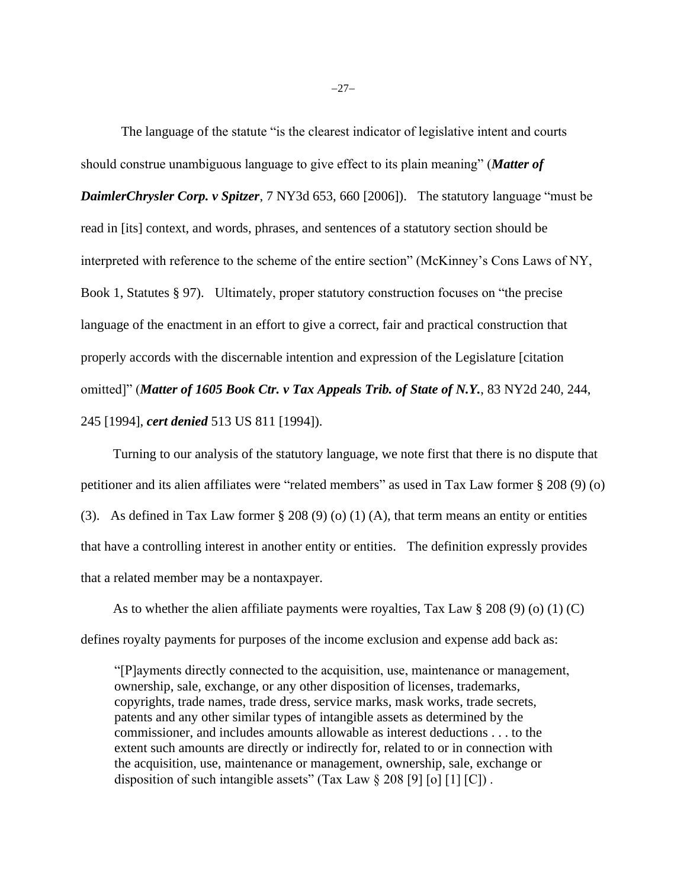The language of the statute "is the clearest indicator of legislative intent and courts should construe unambiguous language to give effect to its plain meaning" (***Matter of DaimlerChrysler Corp. v Spitzer***, 7 NY3d 653, 660 [2006]). The statutory language "must be read in [its] context, and words, phrases, and sentences of a statutory section should be interpreted with reference to the scheme of the entire section" (McKinney's Cons Laws of NY, Book 1, Statutes § 97). Ultimately, proper statutory construction focuses on "the precise language of the enactment in an effort to give a correct, fair and practical construction that properly accords with the discernable intention and expression of the Legislature [citation omitted]" (***Matter of 1605 Book Ctr. v Tax Appeals Trib. of State of N.Y.***, 83 NY2d 240, 244, 245 [1994], ***cert denied*** 513 US 811 [1994]).

Turning to our analysis of the statutory language, we note first that there is no dispute that petitioner and its alien affiliates were "related members" as used in Tax Law former § 208 (9) (o) (3). As defined in Tax Law former § 208 (9) (o) (1) (A), that term means an entity or entities that have a controlling interest in another entity or entities. The definition expressly provides that a related member may be a nontaxpayer.

As to whether the alien affiliate payments were royalties, Tax Law § 208 (9) (o) (1) (C) defines royalty payments for purposes of the income exclusion and expense add back as:

> "[P]ayments directly connected to the acquisition, use, maintenance or management, ownership, sale, exchange, or any other disposition of licenses, trademarks, copyrights, trade names, trade dress, service marks, mask works, trade secrets, patents and any other similar types of intangible assets as determined by the commissioner, and includes amounts allowable as interest deductions . . . to the extent such amounts are directly or indirectly for, related to or in connection with the acquisition, use, maintenance or management, ownership, sale, exchange or disposition of such intangible assets" (Tax Law § 208 [9] [o] [1] [C]) .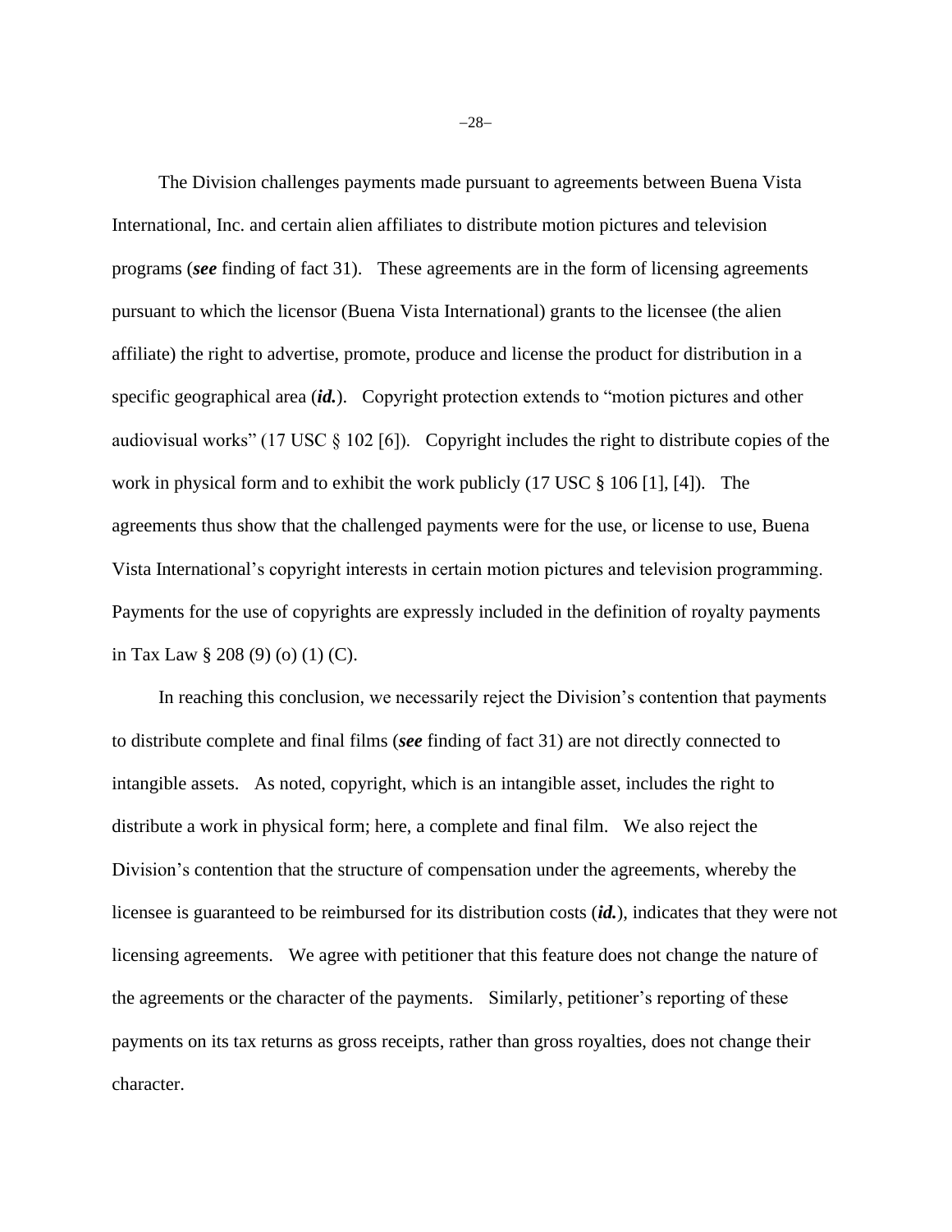The Division challenges payments made pursuant to agreements between Buena Vista International, Inc. and certain alien affiliates to distribute motion pictures and television programs (***see*** finding of fact 31). These agreements are in the form of licensing agreements pursuant to which the licensor (Buena Vista International) grants to the licensee (the alien affiliate) the right to advertise, promote, produce and license the product for distribution in a specific geographical area (***id.***). Copyright protection extends to "motion pictures and other audiovisual works" (17 USC § 102 [6]). Copyright includes the right to distribute copies of the work in physical form and to exhibit the work publicly (17 USC § 106 [1], [4]). The agreements thus show that the challenged payments were for the use, or license to use, Buena Vista International's copyright interests in certain motion pictures and television programming. Payments for the use of copyrights are expressly included in the definition of royalty payments in Tax Law § 208 (9) (o) (1) (C).

In reaching this conclusion, we necessarily reject the Division's contention that payments to distribute complete and final films (***see*** finding of fact 31) are not directly connected to intangible assets. As noted, copyright, which is an intangible asset, includes the right to distribute a work in physical form; here, a complete and final film. We also reject the Division's contention that the structure of compensation under the agreements, whereby the licensee is guaranteed to be reimbursed for its distribution costs (***id.***), indicates that they were not licensing agreements. We agree with petitioner that this feature does not change the nature of the agreements or the character of the payments. Similarly, petitioner's reporting of these payments on its tax returns as gross receipts, rather than gross royalties, does not change their character.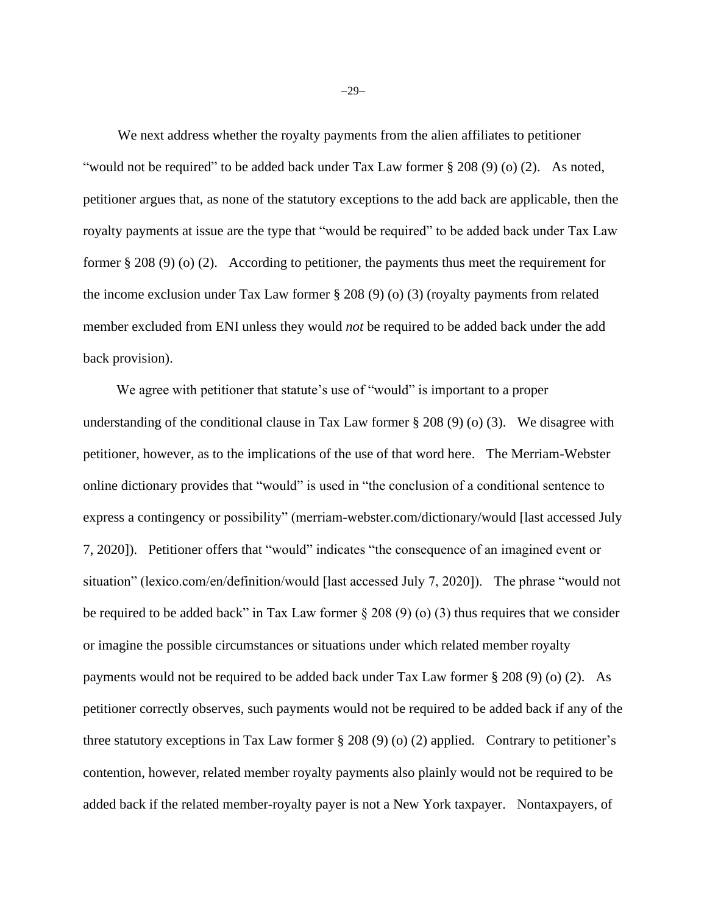We next address whether the royalty payments from the alien affiliates to petitioner "would not be required" to be added back under Tax Law former § 208 (9) (o) (2). As noted, petitioner argues that, as none of the statutory exceptions to the add back are applicable, then the royalty payments at issue are the type that "would be required" to be added back under Tax Law former § 208 (9) (o) (2). According to petitioner, the payments thus meet the requirement for the income exclusion under Tax Law former § 208 (9) (o) (3) (royalty payments from related member excluded from ENI unless they would *not* be required to be added back under the add back provision).

We agree with petitioner that statute's use of "would" is important to a proper understanding of the conditional clause in Tax Law former § 208 (9) (o) (3). We disagree with petitioner, however, as to the implications of the use of that word here. The Merriam-Webster online dictionary provides that "would" is used in "the conclusion of a conditional sentence to express a contingency or possibility" (merriam-webster.com/dictionary/would [last accessed July 7, 2020]). Petitioner offers that "would" indicates "the consequence of an imagined event or situation" (lexico.com/en/definition/would [last accessed July 7, 2020]). The phrase "would not be required to be added back" in Tax Law former § 208 (9) (o) (3) thus requires that we consider or imagine the possible circumstances or situations under which related member royalty payments would not be required to be added back under Tax Law former § 208 (9) (o) (2). As petitioner correctly observes, such payments would not be required to be added back if any of the three statutory exceptions in Tax Law former § 208 (9) (o) (2) applied. Contrary to petitioner's contention, however, related member royalty payments also plainly would not be required to be added back if the related member-royalty payer is not a New York taxpayer. Nontaxpayers, of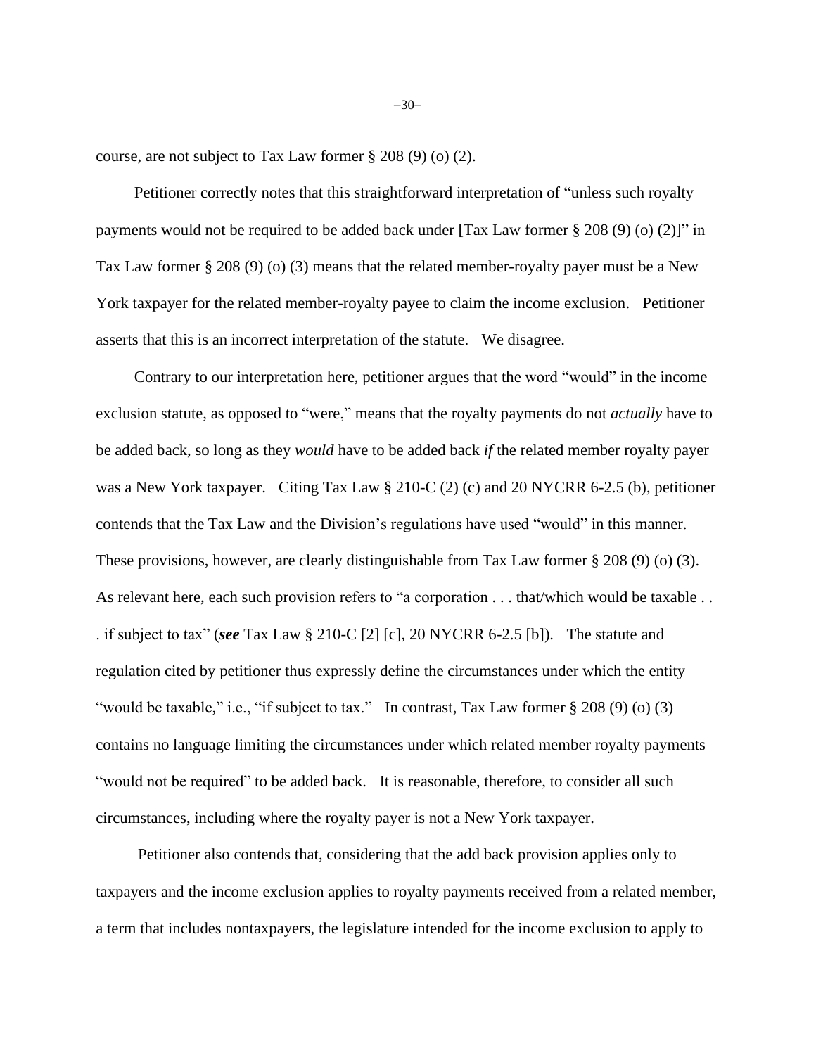course, are not subject to Tax Law former § 208 (9) (o) (2).

Petitioner correctly notes that this straightforward interpretation of "unless such royalty payments would not be required to be added back under [Tax Law former § 208 (9) (o) (2)]" in Tax Law former § 208 (9) (o) (3) means that the related member-royalty payer must be a New York taxpayer for the related member-royalty payee to claim the income exclusion. Petitioner asserts that this is an incorrect interpretation of the statute. We disagree.

Contrary to our interpretation here, petitioner argues that the word "would" in the income exclusion statute, as opposed to "were," means that the royalty payments do not *actually* have to be added back, so long as they *would* have to be added back *if* the related member royalty payer was a New York taxpayer. Citing Tax Law § 210-C (2) (c) and 20 NYCRR 6-2.5 (b), petitioner contends that the Tax Law and the Division's regulations have used "would" in this manner. These provisions, however, are clearly distinguishable from Tax Law former § 208 (9) (o) (3). As relevant here, each such provision refers to "a corporation . . . that/which would be taxable . . . if subject to tax" (***see*** Tax Law § 210-C [2] [c], 20 NYCRR 6-2.5 [b]). The statute and regulation cited by petitioner thus expressly define the circumstances under which the entity "would be taxable," i.e., "if subject to tax." In contrast, Tax Law former § 208 (9) (o) (3) contains no language limiting the circumstances under which related member royalty payments "would not be required" to be added back. It is reasonable, therefore, to consider all such circumstances, including where the royalty payer is not a New York taxpayer.

Petitioner also contends that, considering that the add back provision applies only to taxpayers and the income exclusion applies to royalty payments received from a related member, a term that includes nontaxpayers, the legislature intended for the income exclusion to apply to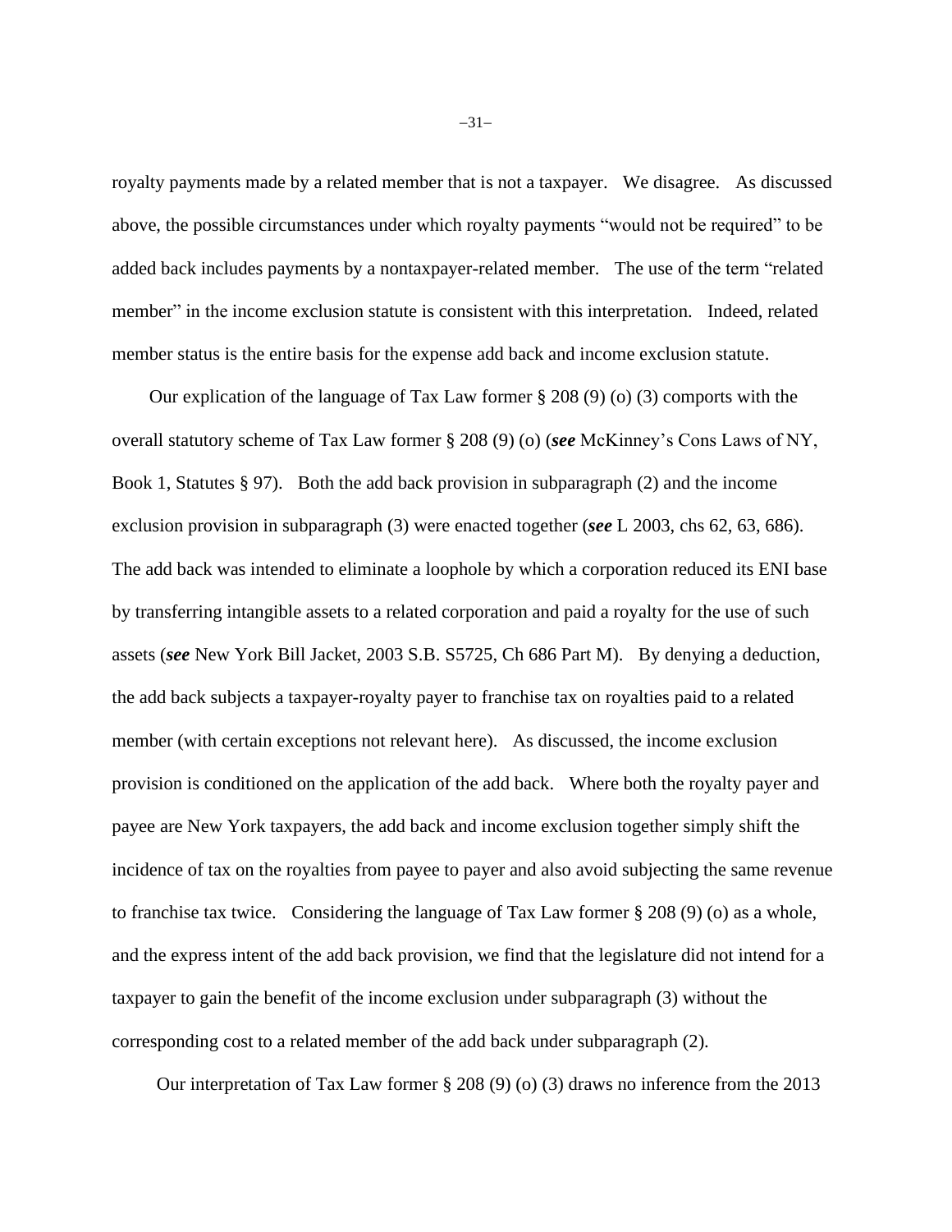royalty payments made by a related member that is not a taxpayer. We disagree. As discussed above, the possible circumstances under which royalty payments "would not be required" to be added back includes payments by a nontaxpayer-related member. The use of the term "related member" in the income exclusion statute is consistent with this interpretation. Indeed, related member status is the entire basis for the expense add back and income exclusion statute.

Our explication of the language of Tax Law former § 208 (9) (o) (3) comports with the overall statutory scheme of Tax Law former § 208 (9) (o) (***see*** McKinney's Cons Laws of NY, Book 1, Statutes § 97). Both the add back provision in subparagraph (2) and the income exclusion provision in subparagraph (3) were enacted together (***see*** L 2003, chs 62, 63, 686). The add back was intended to eliminate a loophole by which a corporation reduced its ENI base by transferring intangible assets to a related corporation and paid a royalty for the use of such assets (***see*** New York Bill Jacket, 2003 S.B. S5725, Ch 686 Part M). By denying a deduction, the add back subjects a taxpayer-royalty payer to franchise tax on royalties paid to a related member (with certain exceptions not relevant here). As discussed, the income exclusion provision is conditioned on the application of the add back. Where both the royalty payer and payee are New York taxpayers, the add back and income exclusion together simply shift the incidence of tax on the royalties from payee to payer and also avoid subjecting the same revenue to franchise tax twice. Considering the language of Tax Law former § 208 (9) (o) as a whole, and the express intent of the add back provision, we find that the legislature did not intend for a taxpayer to gain the benefit of the income exclusion under subparagraph (3) without the corresponding cost to a related member of the add back under subparagraph (2).

Our interpretation of Tax Law former § 208 (9) (o) (3) draws no inference from the 2013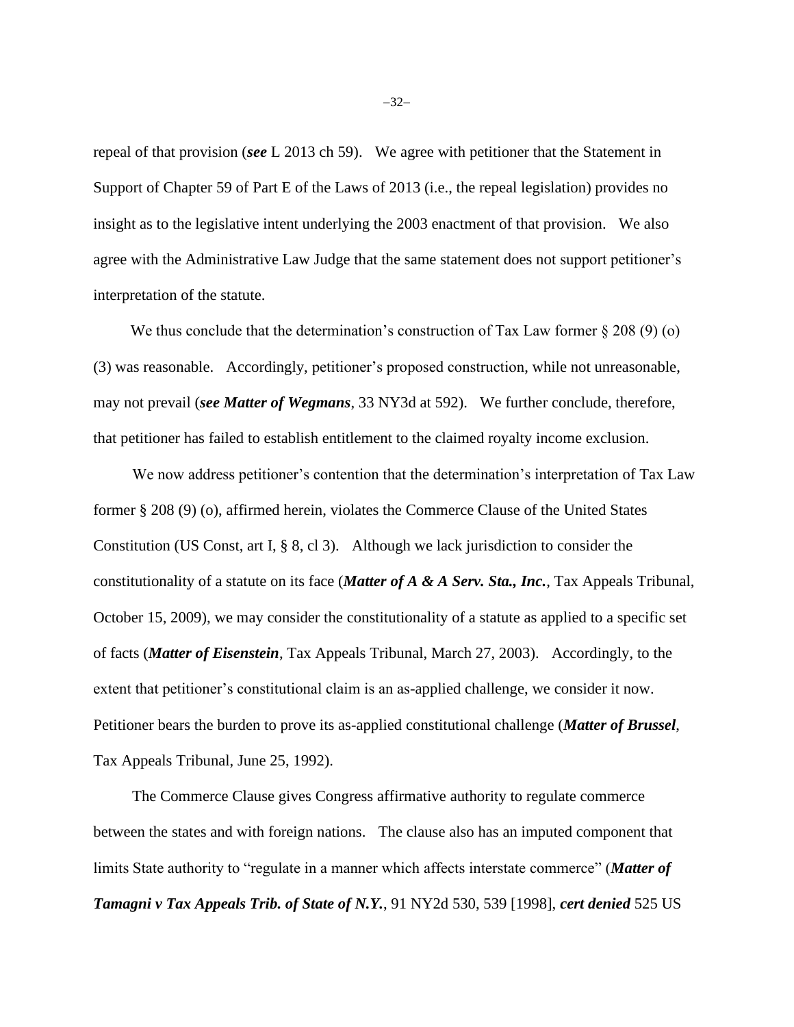repeal of that provision (***see*** L 2013 ch 59). We agree with petitioner that the Statement in Support of Chapter 59 of Part E of the Laws of 2013 (i.e., the repeal legislation) provides no insight as to the legislative intent underlying the 2003 enactment of that provision. We also agree with the Administrative Law Judge that the same statement does not support petitioner's interpretation of the statute.

We thus conclude that the determination's construction of Tax Law former § 208 (9) (o) (3) was reasonable. Accordingly, petitioner's proposed construction, while not unreasonable, may not prevail (***see Matter of Wegmans***, 33 NY3d at 592). We further conclude, therefore, that petitioner has failed to establish entitlement to the claimed royalty income exclusion.

We now address petitioner's contention that the determination's interpretation of Tax Law former § 208 (9) (o), affirmed herein, violates the Commerce Clause of the United States Constitution (US Const, art I, § 8, cl 3). Although we lack jurisdiction to consider the constitutionality of a statute on its face (***Matter of A & A Serv. Sta., Inc.***, Tax Appeals Tribunal, October 15, 2009), we may consider the constitutionality of a statute as applied to a specific set of facts (***Matter of Eisenstein***, Tax Appeals Tribunal, March 27, 2003). Accordingly, to the extent that petitioner's constitutional claim is an as-applied challenge, we consider it now. Petitioner bears the burden to prove its as-applied constitutional challenge (***Matter of Brussel***, Tax Appeals Tribunal, June 25, 1992).

The Commerce Clause gives Congress affirmative authority to regulate commerce between the states and with foreign nations. The clause also has an imputed component that limits State authority to "regulate in a manner which affects interstate commerce" (***Matter of Tamagni v Tax Appeals Trib. of State of N.Y.***, 91 NY2d 530, 539 [1998], ***cert denied*** 525 US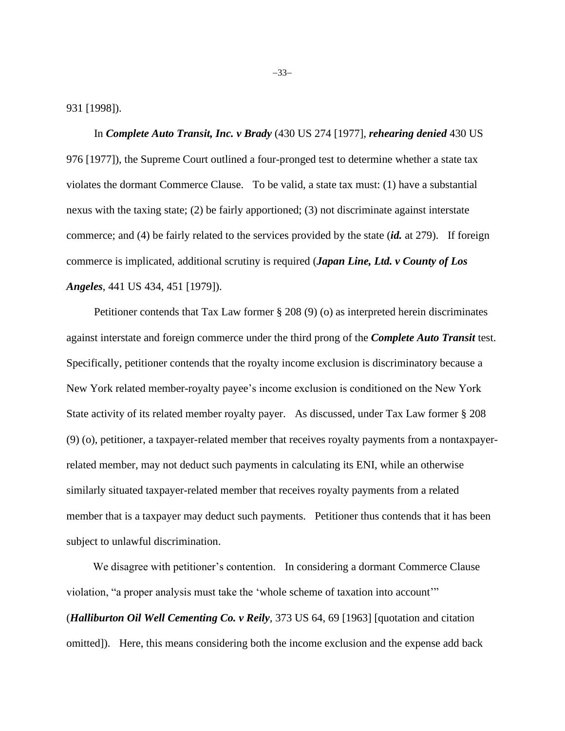931 [1998]).

In ***Complete Auto Transit, Inc. v Brady*** (430 US 274 [1977], ***rehearing denied*** 430 US 976 [1977]), the Supreme Court outlined a four-pronged test to determine whether a state tax violates the dormant Commerce Clause. To be valid, a state tax must: (1) have a substantial nexus with the taxing state; (2) be fairly apportioned; (3) not discriminate against interstate commerce; and (4) be fairly related to the services provided by the state (***id.*** at 279). If foreign commerce is implicated, additional scrutiny is required (***Japan Line, Ltd. v County of Los Angeles***, 441 US 434, 451 [1979]).

Petitioner contends that Tax Law former § 208 (9) (o) as interpreted herein discriminates against interstate and foreign commerce under the third prong of the ***Complete Auto Transit*** test. Specifically, petitioner contends that the royalty income exclusion is discriminatory because a New York related member-royalty payee's income exclusion is conditioned on the New York State activity of its related member royalty payer. As discussed, under Tax Law former § 208 (9) (o), petitioner, a taxpayer-related member that receives royalty payments from a nontaxpayer-related member, may not deduct such payments in calculating its ENI, while an otherwise similarly situated taxpayer-related member that receives royalty payments from a related member that is a taxpayer may deduct such payments. Petitioner thus contends that it has been subject to unlawful discrimination.

We disagree with petitioner's contention. In considering a dormant Commerce Clause violation, "a proper analysis must take the 'whole scheme of taxation into account'" (***Halliburton Oil Well Cementing Co. v Reily***, 373 US 64, 69 [1963] [quotation and citation omitted]). Here, this means considering both the income exclusion and the expense add back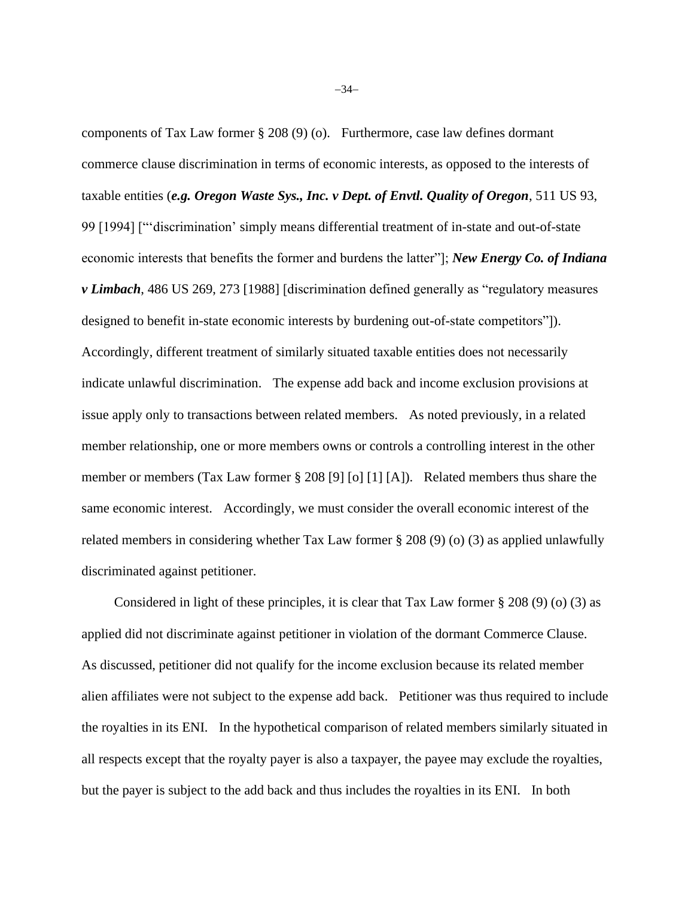components of Tax Law former § 208 (9) (o). Furthermore, case law defines dormant commerce clause discrimination in terms of economic interests, as opposed to the interests of taxable entities (***e.g. Oregon Waste Sys., Inc. v Dept. of Envtl. Quality of Oregon***, 511 US 93, 99 [1994] ["'discrimination' simply means differential treatment of in-state and out-of-state economic interests that benefits the former and burdens the latter"]; ***New Energy Co. of Indiana v Limbach***, 486 US 269, 273 [1988] [discrimination defined generally as "regulatory measures designed to benefit in-state economic interests by burdening out-of-state competitors"]). Accordingly, different treatment of similarly situated taxable entities does not necessarily indicate unlawful discrimination. The expense add back and income exclusion provisions at issue apply only to transactions between related members. As noted previously, in a related member relationship, one or more members owns or controls a controlling interest in the other member or members (Tax Law former § 208 [9] [o] [1] [A]). Related members thus share the same economic interest. Accordingly, we must consider the overall economic interest of the related members in considering whether Tax Law former § 208 (9) (o) (3) as applied unlawfully discriminated against petitioner.

Considered in light of these principles, it is clear that Tax Law former § 208 (9) (o) (3) as applied did not discriminate against petitioner in violation of the dormant Commerce Clause. As discussed, petitioner did not qualify for the income exclusion because its related member alien affiliates were not subject to the expense add back. Petitioner was thus required to include the royalties in its ENI. In the hypothetical comparison of related members similarly situated in all respects except that the royalty payer is also a taxpayer, the payee may exclude the royalties, but the payer is subject to the add back and thus includes the royalties in its ENI. In both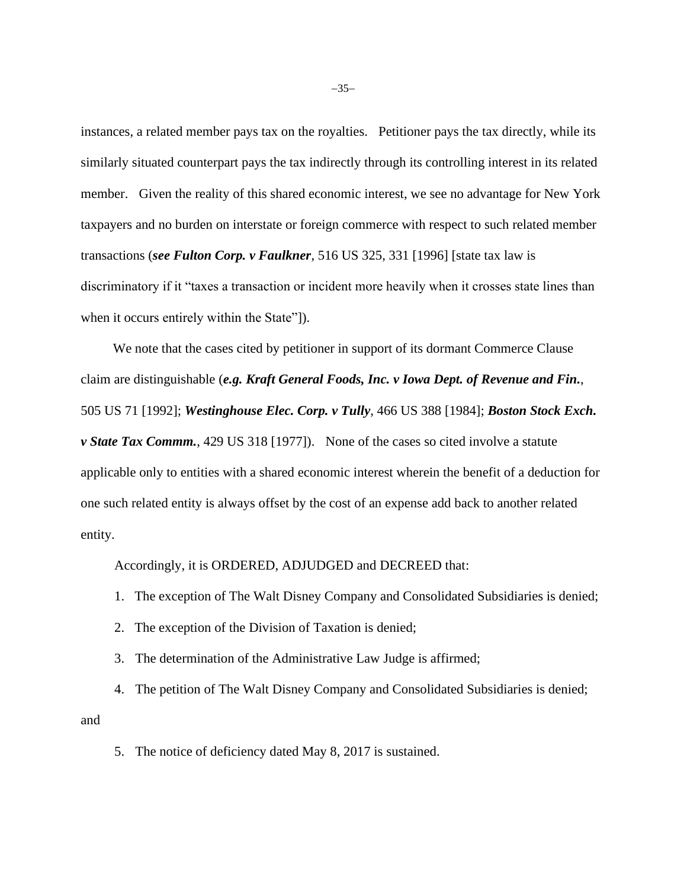instances, a related member pays tax on the royalties. Petitioner pays the tax directly, while its similarly situated counterpart pays the tax indirectly through its controlling interest in its related member. Given the reality of this shared economic interest, we see no advantage for New York taxpayers and no burden on interstate or foreign commerce with respect to such related member transactions (***see Fulton Corp. v Faulkner***, 516 US 325, 331 [1996] [state tax law is discriminatory if it "taxes a transaction or incident more heavily when it crosses state lines than when it occurs entirely within the State"]).

We note that the cases cited by petitioner in support of its dormant Commerce Clause claim are distinguishable (***e.g. Kraft General Foods, Inc. v Iowa Dept. of Revenue and Fin.***, 505 US 71 [1992]; ***Westinghouse Elec. Corp. v Tully***, 466 US 388 [1984]; ***Boston Stock Exch. v State Tax Commm.***, 429 US 318 [1977]). None of the cases so cited involve a statute applicable only to entities with a shared economic interest wherein the benefit of a deduction for one such related entity is always offset by the cost of an expense add back to another related entity.

Accordingly, it is ORDERED, ADJUDGED and DECREED that:

1. The exception of The Walt Disney Company and Consolidated Subsidiaries is denied;
2. The exception of the Division of Taxation is denied;
3. The determination of the Administrative Law Judge is affirmed;
4. The petition of The Walt Disney Company and Consolidated Subsidiaries is denied; and
5. The notice of deficiency dated May 8, 2017 is sustained.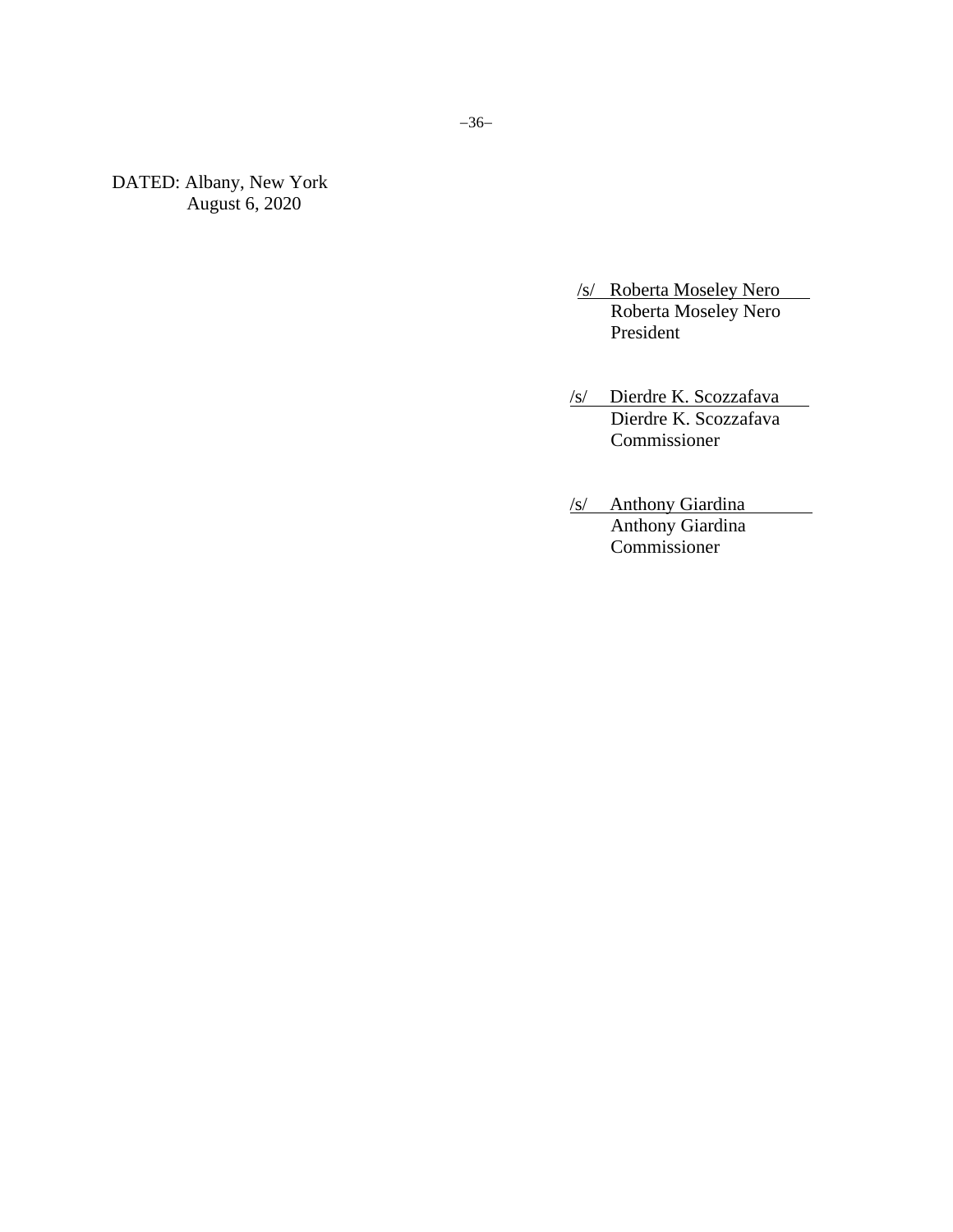DATED: Albany, New York
August 6, 2020

/s/ Roberta Moseley Nero
Roberta Moseley Nero
President

/s/ Dierdre K. Scozzafava
Dierdre K. Scozzafava
Commissioner

/s/ Anthony Giardina
Anthony Giardina
Commissioner